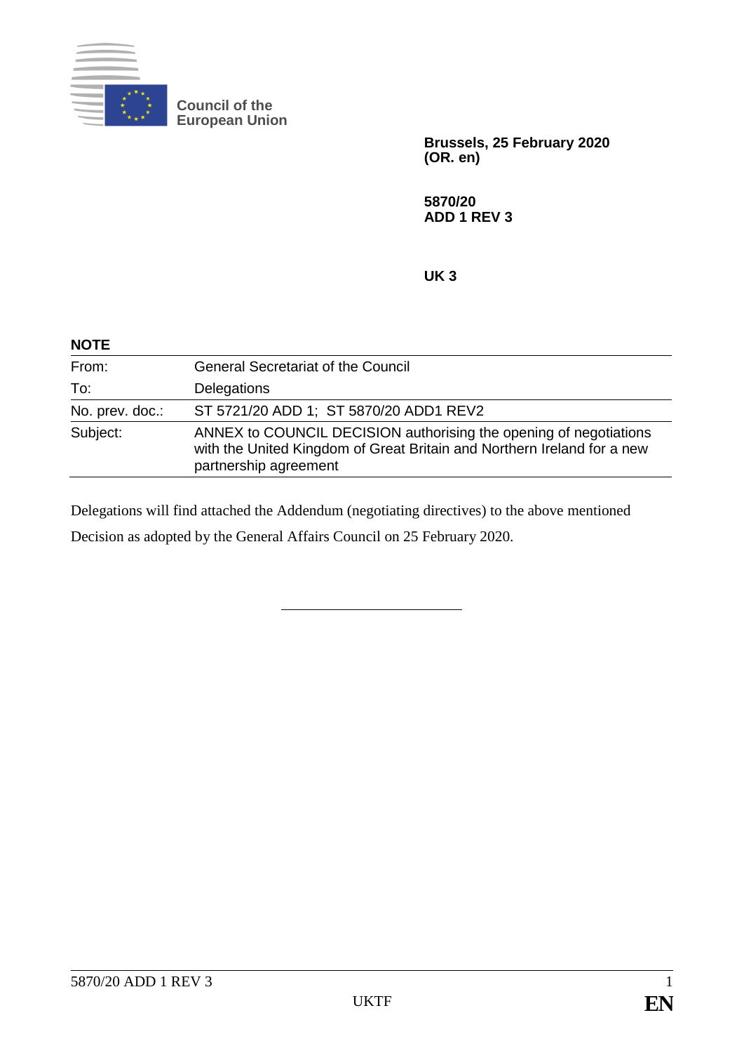**Council of the European Union**

**Brussels, 25 February 2020**
**(OR. en)**

**5870/20**
**ADD 1 REV 3**

**UK 3**

**NOTE**

| | |
|---|---|
| From: | General Secretariat of the Council |
| To: | Delegations |
| No. prev. doc.: | ST 5721/20 ADD 1; ST 5870/20 ADD1 REV2 |
| Subject: | ANNEX to COUNCIL DECISION authorising the opening of negotiations with the United Kingdom of Great Britain and Northern Ireland for a new partnership agreement |

Delegations will find attached the Addendum (negotiating directives) to the above mentioned Decision as adopted by the General Affairs Council on 25 February 2020.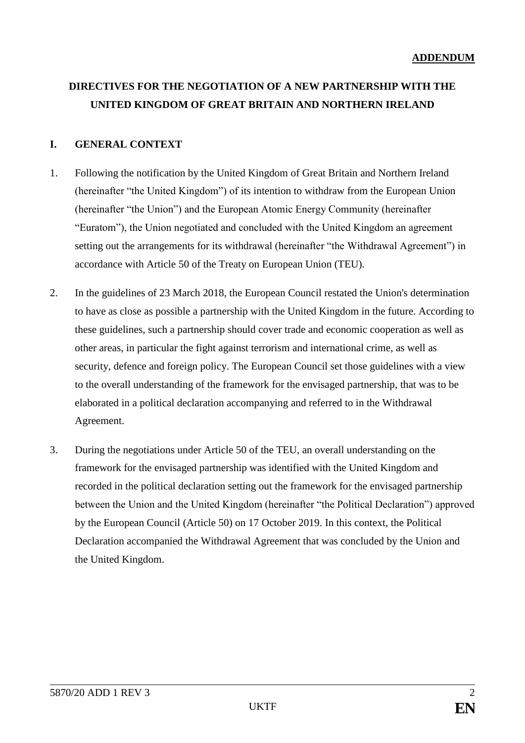**ADDENDUM**

# DIRECTIVES FOR THE NEGOTIATION OF A NEW PARTNERSHIP WITH THE UNITED KINGDOM OF GREAT BRITAIN AND NORTHERN IRELAND

## I. GENERAL CONTEXT

1. Following the notification by the United Kingdom of Great Britain and Northern Ireland (hereinafter "the United Kingdom") of its intention to withdraw from the European Union (hereinafter "the Union") and the European Atomic Energy Community (hereinafter "Euratom"), the Union negotiated and concluded with the United Kingdom an agreement setting out the arrangements for its withdrawal (hereinafter "the Withdrawal Agreement") in accordance with Article 50 of the Treaty on European Union (TEU).

2. In the guidelines of 23 March 2018, the European Council restated the Union's determination to have as close as possible a partnership with the United Kingdom in the future. According to these guidelines, such a partnership should cover trade and economic cooperation as well as other areas, in particular the fight against terrorism and international crime, as well as security, defence and foreign policy. The European Council set those guidelines with a view to the overall understanding of the framework for the envisaged partnership, that was to be elaborated in a political declaration accompanying and referred to in the Withdrawal Agreement.

3. During the negotiations under Article 50 of the TEU, an overall understanding on the framework for the envisaged partnership was identified with the United Kingdom and recorded in the political declaration setting out the framework for the envisaged partnership between the Union and the United Kingdom (hereinafter "the Political Declaration") approved by the European Council (Article 50) on 17 October 2019. In this context, the Political Declaration accompanied the Withdrawal Agreement that was concluded by the Union and the United Kingdom.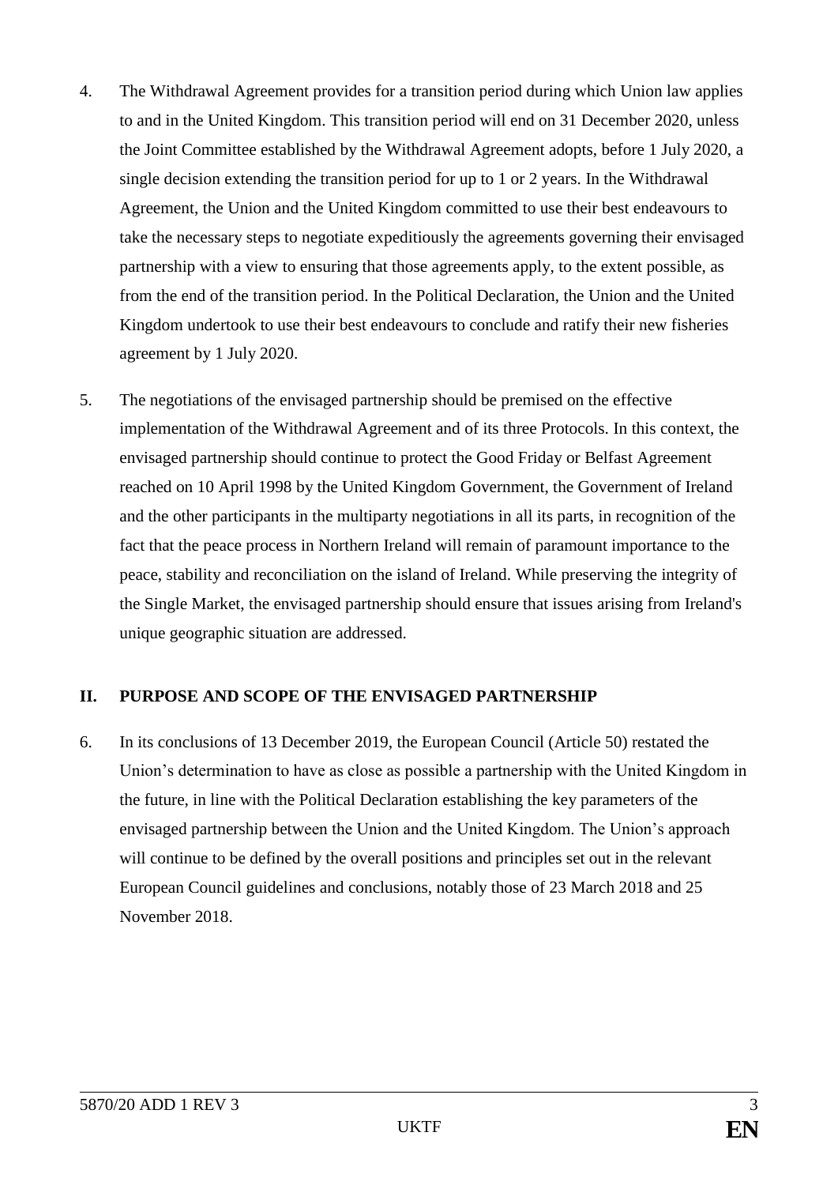4. The Withdrawal Agreement provides for a transition period during which Union law applies to and in the United Kingdom. This transition period will end on 31 December 2020, unless the Joint Committee established by the Withdrawal Agreement adopts, before 1 July 2020, a single decision extending the transition period for up to 1 or 2 years. In the Withdrawal Agreement, the Union and the United Kingdom committed to use their best endeavours to take the necessary steps to negotiate expeditiously the agreements governing their envisaged partnership with a view to ensuring that those agreements apply, to the extent possible, as from the end of the transition period. In the Political Declaration, the Union and the United Kingdom undertook to use their best endeavours to conclude and ratify their new fisheries agreement by 1 July 2020.

5. The negotiations of the envisaged partnership should be premised on the effective implementation of the Withdrawal Agreement and of its three Protocols. In this context, the envisaged partnership should continue to protect the Good Friday or Belfast Agreement reached on 10 April 1998 by the United Kingdom Government, the Government of Ireland and the other participants in the multiparty negotiations in all its parts, in recognition of the fact that the peace process in Northern Ireland will remain of paramount importance to the peace, stability and reconciliation on the island of Ireland. While preserving the integrity of the Single Market, the envisaged partnership should ensure that issues arising from Ireland's unique geographic situation are addressed.

## II. PURPOSE AND SCOPE OF THE ENVISAGED PARTNERSHIP

6. In its conclusions of 13 December 2019, the European Council (Article 50) restated the Union's determination to have as close as possible a partnership with the United Kingdom in the future, in line with the Political Declaration establishing the key parameters of the envisaged partnership between the Union and the United Kingdom. The Union's approach will continue to be defined by the overall positions and principles set out in the relevant European Council guidelines and conclusions, notably those of 23 March 2018 and 25 November 2018.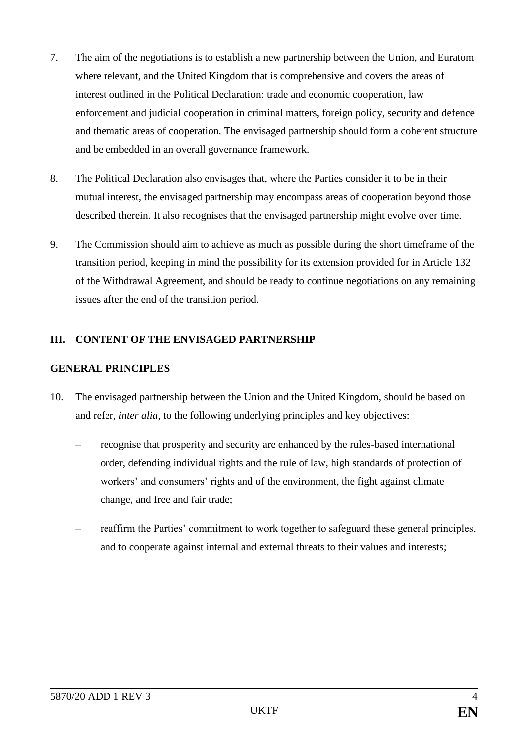7. The aim of the negotiations is to establish a new partnership between the Union, and Euratom where relevant, and the United Kingdom that is comprehensive and covers the areas of interest outlined in the Political Declaration: trade and economic cooperation, law enforcement and judicial cooperation in criminal matters, foreign policy, security and defence and thematic areas of cooperation. The envisaged partnership should form a coherent structure and be embedded in an overall governance framework.

8. The Political Declaration also envisages that, where the Parties consider it to be in their mutual interest, the envisaged partnership may encompass areas of cooperation beyond those described therein. It also recognises that the envisaged partnership might evolve over time.

9. The Commission should aim to achieve as much as possible during the short timeframe of the transition period, keeping in mind the possibility for its extension provided for in Article 132 of the Withdrawal Agreement, and should be ready to continue negotiations on any remaining issues after the end of the transition period.

## III. CONTENT OF THE ENVISAGED PARTNERSHIP

### GENERAL PRINCIPLES

10. The envisaged partnership between the Union and the United Kingdom, should be based on and refer, *inter alia*, to the following underlying principles and key objectives:

    – recognise that prosperity and security are enhanced by the rules-based international order, defending individual rights and the rule of law, high standards of protection of workers' and consumers' rights and of the environment, the fight against climate change, and free and fair trade;

    – reaffirm the Parties' commitment to work together to safeguard these general principles, and to cooperate against internal and external threats to their values and interests;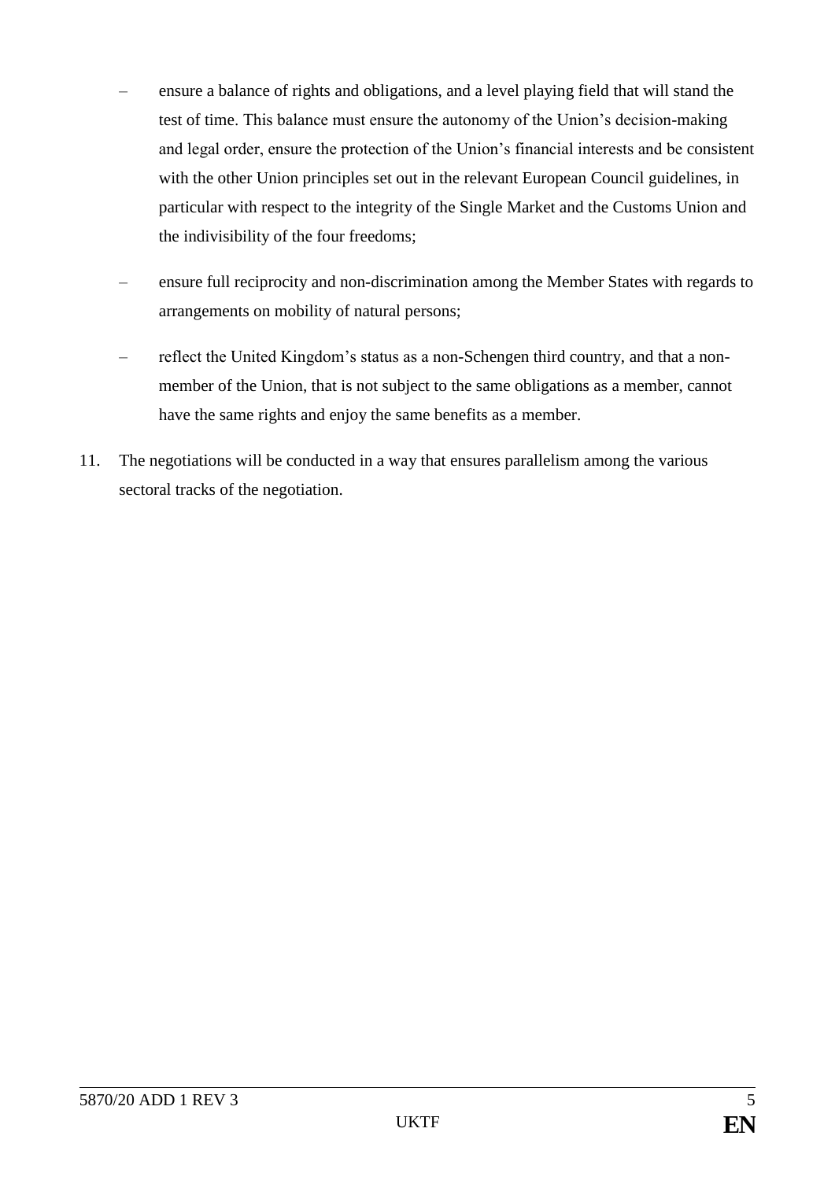- ensure a balance of rights and obligations, and a level playing field that will stand the test of time. This balance must ensure the autonomy of the Union's decision-making and legal order, ensure the protection of the Union's financial interests and be consistent with the other Union principles set out in the relevant European Council guidelines, in particular with respect to the integrity of the Single Market and the Customs Union and the indivisibility of the four freedoms;
- ensure full reciprocity and non-discrimination among the Member States with regards to arrangements on mobility of natural persons;
- reflect the United Kingdom's status as a non-Schengen third country, and that a non-member of the Union, that is not subject to the same obligations as a member, cannot have the same rights and enjoy the same benefits as a member.

11. The negotiations will be conducted in a way that ensures parallelism among the various sectoral tracks of the negotiation.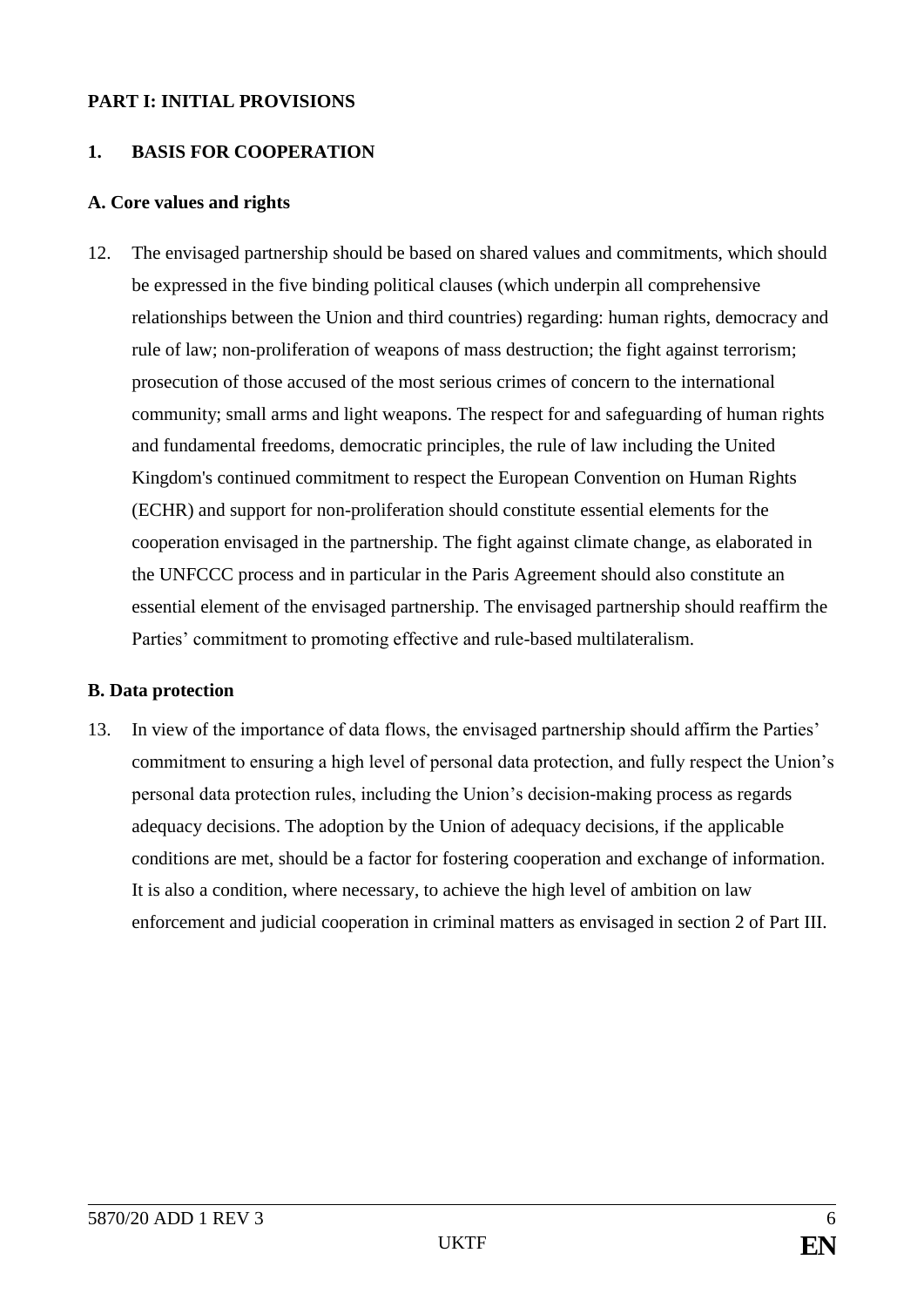## PART I: INITIAL PROVISIONS

### 1. BASIS FOR COOPERATION

#### A. Core values and rights

12. The envisaged partnership should be based on shared values and commitments, which should be expressed in the five binding political clauses (which underpin all comprehensive relationships between the Union and third countries) regarding: human rights, democracy and rule of law; non-proliferation of weapons of mass destruction; the fight against terrorism; prosecution of those accused of the most serious crimes of concern to the international community; small arms and light weapons. The respect for and safeguarding of human rights and fundamental freedoms, democratic principles, the rule of law including the United Kingdom's continued commitment to respect the European Convention on Human Rights (ECHR) and support for non-proliferation should constitute essential elements for the cooperation envisaged in the partnership. The fight against climate change, as elaborated in the UNFCCC process and in particular in the Paris Agreement should also constitute an essential element of the envisaged partnership. The envisaged partnership should reaffirm the Parties' commitment to promoting effective and rule-based multilateralism.

#### B. Data protection

13. In view of the importance of data flows, the envisaged partnership should affirm the Parties' commitment to ensuring a high level of personal data protection, and fully respect the Union's personal data protection rules, including the Union's decision-making process as regards adequacy decisions. The adoption by the Union of adequacy decisions, if the applicable conditions are met, should be a factor for fostering cooperation and exchange of information. It is also a condition, where necessary, to achieve the high level of ambition on law enforcement and judicial cooperation in criminal matters as envisaged in section 2 of Part III.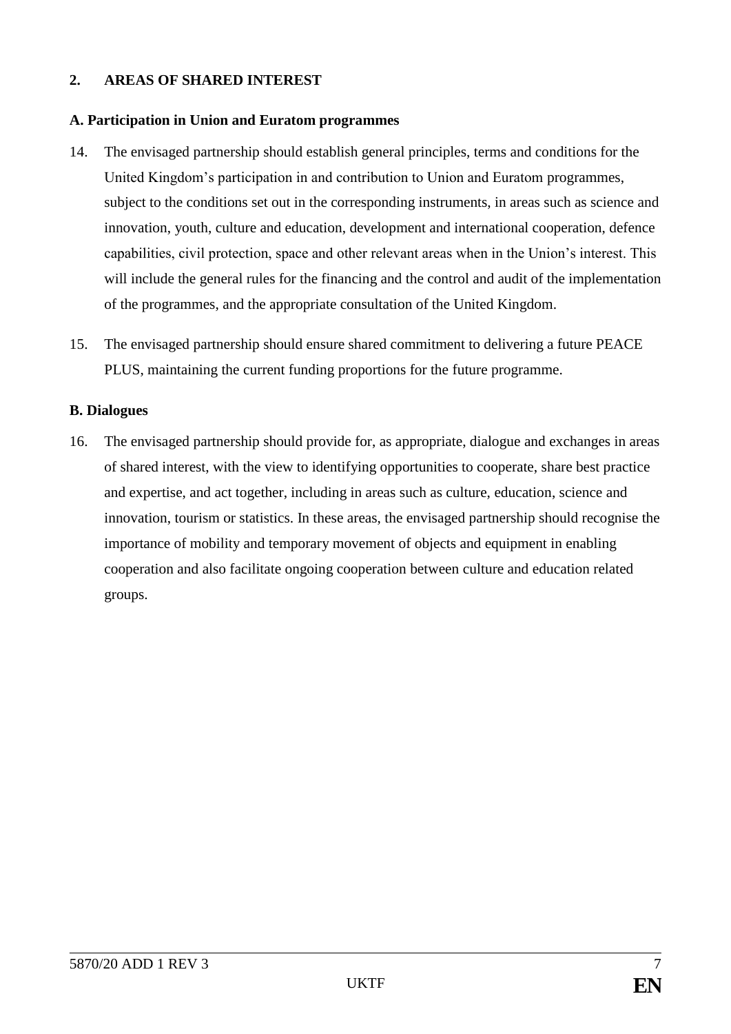## 2. AREAS OF SHARED INTEREST

### A. Participation in Union and Euratom programmes

14. The envisaged partnership should establish general principles, terms and conditions for the United Kingdom's participation in and contribution to Union and Euratom programmes, subject to the conditions set out in the corresponding instruments, in areas such as science and innovation, youth, culture and education, development and international cooperation, defence capabilities, civil protection, space and other relevant areas when in the Union's interest. This will include the general rules for the financing and the control and audit of the implementation of the programmes, and the appropriate consultation of the United Kingdom.

15. The envisaged partnership should ensure shared commitment to delivering a future PEACE PLUS, maintaining the current funding proportions for the future programme.

### B. Dialogues

16. The envisaged partnership should provide for, as appropriate, dialogue and exchanges in areas of shared interest, with the view to identifying opportunities to cooperate, share best practice and expertise, and act together, including in areas such as culture, education, science and innovation, tourism or statistics. In these areas, the envisaged partnership should recognise the importance of mobility and temporary movement of objects and equipment in enabling cooperation and also facilitate ongoing cooperation between culture and education related groups.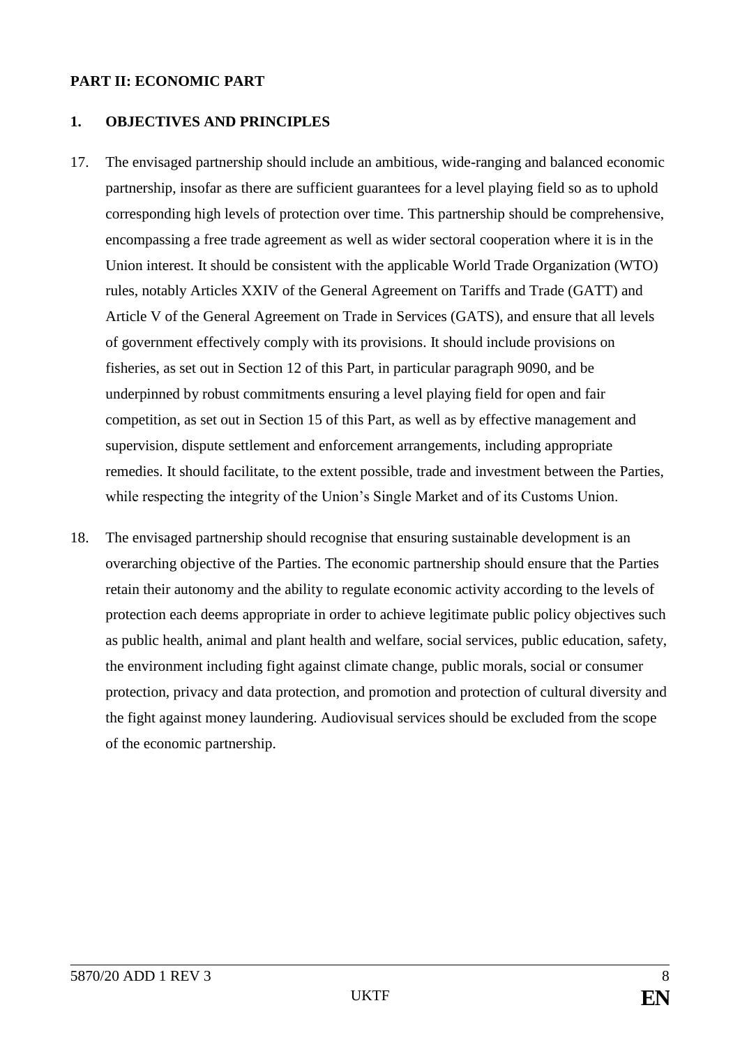**PART II: ECONOMIC PART**

**1. OBJECTIVES AND PRINCIPLES**

17. The envisaged partnership should include an ambitious, wide-ranging and balanced economic partnership, insofar as there are sufficient guarantees for a level playing field so as to uphold corresponding high levels of protection over time. This partnership should be comprehensive, encompassing a free trade agreement as well as wider sectoral cooperation where it is in the Union interest. It should be consistent with the applicable World Trade Organization (WTO) rules, notably Articles XXIV of the General Agreement on Tariffs and Trade (GATT) and Article V of the General Agreement on Trade in Services (GATS), and ensure that all levels of government effectively comply with its provisions. It should include provisions on fisheries, as set out in Section 12 of this Part, in particular paragraph 9090, and be underpinned by robust commitments ensuring a level playing field for open and fair competition, as set out in Section 15 of this Part, as well as by effective management and supervision, dispute settlement and enforcement arrangements, including appropriate remedies. It should facilitate, to the extent possible, trade and investment between the Parties, while respecting the integrity of the Union's Single Market and of its Customs Union.

18. The envisaged partnership should recognise that ensuring sustainable development is an overarching objective of the Parties. The economic partnership should ensure that the Parties retain their autonomy and the ability to regulate economic activity according to the levels of protection each deems appropriate in order to achieve legitimate public policy objectives such as public health, animal and plant health and welfare, social services, public education, safety, the environment including fight against climate change, public morals, social or consumer protection, privacy and data protection, and promotion and protection of cultural diversity and the fight against money laundering. Audiovisual services should be excluded from the scope of the economic partnership.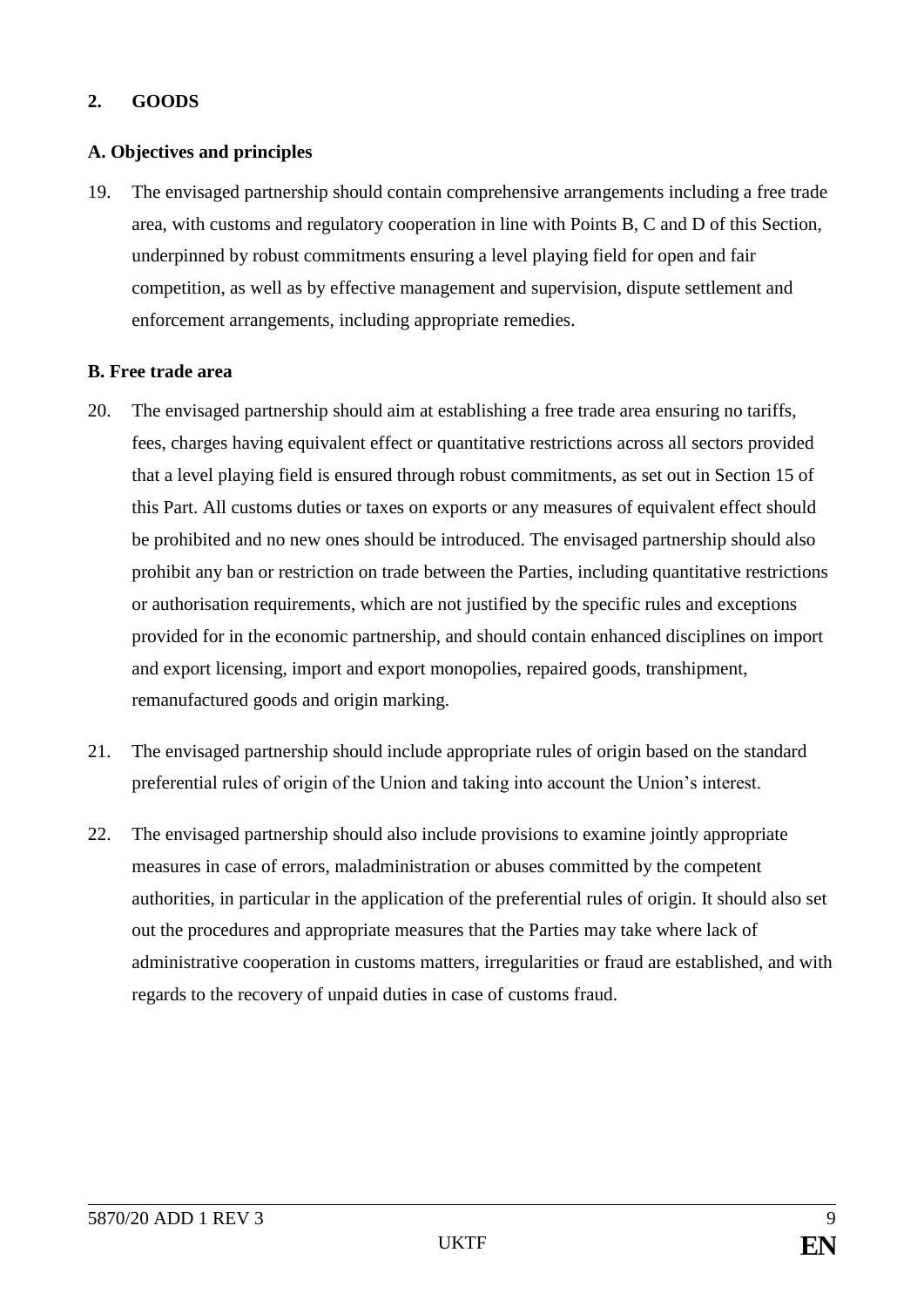## 2. GOODS

### A. Objectives and principles

19. The envisaged partnership should contain comprehensive arrangements including a free trade area, with customs and regulatory cooperation in line with Points B, C and D of this Section, underpinned by robust commitments ensuring a level playing field for open and fair competition, as well as by effective management and supervision, dispute settlement and enforcement arrangements, including appropriate remedies.

### B. Free trade area

20. The envisaged partnership should aim at establishing a free trade area ensuring no tariffs, fees, charges having equivalent effect or quantitative restrictions across all sectors provided that a level playing field is ensured through robust commitments, as set out in Section 15 of this Part. All customs duties or taxes on exports or any measures of equivalent effect should be prohibited and no new ones should be introduced. The envisaged partnership should also prohibit any ban or restriction on trade between the Parties, including quantitative restrictions or authorisation requirements, which are not justified by the specific rules and exceptions provided for in the economic partnership, and should contain enhanced disciplines on import and export licensing, import and export monopolies, repaired goods, transhipment, remanufactured goods and origin marking.

21. The envisaged partnership should include appropriate rules of origin based on the standard preferential rules of origin of the Union and taking into account the Union's interest.

22. The envisaged partnership should also include provisions to examine jointly appropriate measures in case of errors, maladministration or abuses committed by the competent authorities, in particular in the application of the preferential rules of origin. It should also set out the procedures and appropriate measures that the Parties may take where lack of administrative cooperation in customs matters, irregularities or fraud are established, and with regards to the recovery of unpaid duties in case of customs fraud.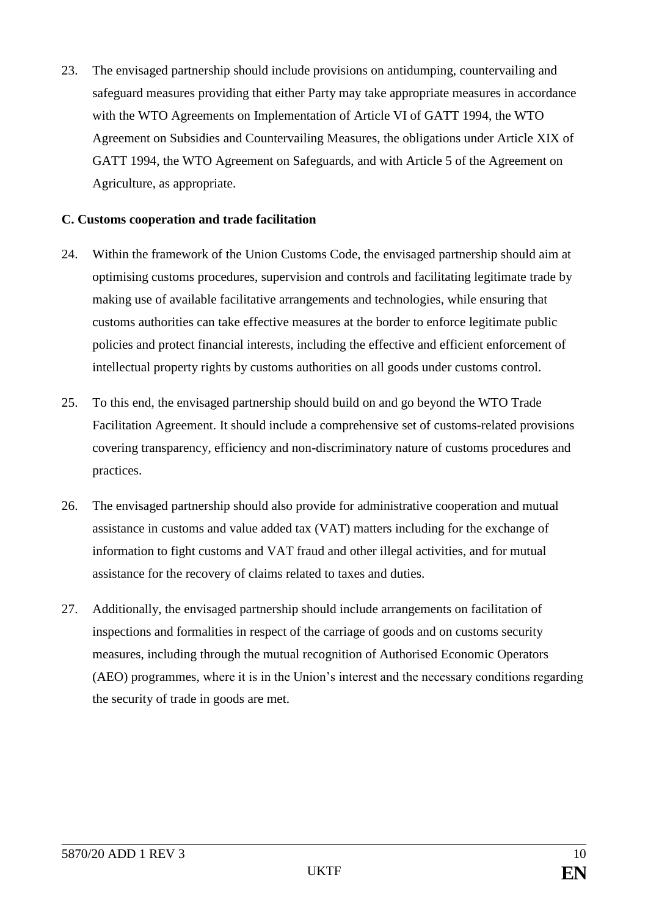23. The envisaged partnership should include provisions on antidumping, countervailing and safeguard measures providing that either Party may take appropriate measures in accordance with the WTO Agreements on Implementation of Article VI of GATT 1994, the WTO Agreement on Subsidies and Countervailing Measures, the obligations under Article XIX of GATT 1994, the WTO Agreement on Safeguards, and with Article 5 of the Agreement on Agriculture, as appropriate.

**C. Customs cooperation and trade facilitation**

24. Within the framework of the Union Customs Code, the envisaged partnership should aim at optimising customs procedures, supervision and controls and facilitating legitimate trade by making use of available facilitative arrangements and technologies, while ensuring that customs authorities can take effective measures at the border to enforce legitimate public policies and protect financial interests, including the effective and efficient enforcement of intellectual property rights by customs authorities on all goods under customs control.

25. To this end, the envisaged partnership should build on and go beyond the WTO Trade Facilitation Agreement. It should include a comprehensive set of customs-related provisions covering transparency, efficiency and non-discriminatory nature of customs procedures and practices.

26. The envisaged partnership should also provide for administrative cooperation and mutual assistance in customs and value added tax (VAT) matters including for the exchange of information to fight customs and VAT fraud and other illegal activities, and for mutual assistance for the recovery of claims related to taxes and duties.

27. Additionally, the envisaged partnership should include arrangements on facilitation of inspections and formalities in respect of the carriage of goods and on customs security measures, including through the mutual recognition of Authorised Economic Operators (AEO) programmes, where it is in the Union's interest and the necessary conditions regarding the security of trade in goods are met.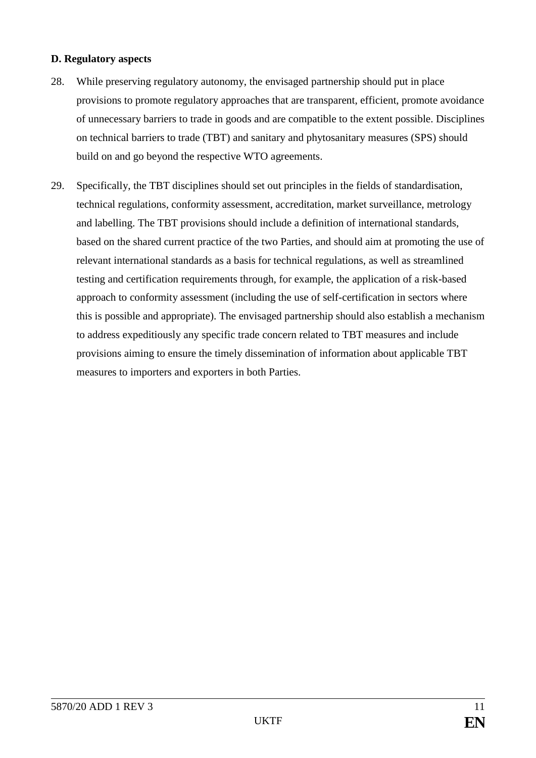**D. Regulatory aspects**

28. While preserving regulatory autonomy, the envisaged partnership should put in place provisions to promote regulatory approaches that are transparent, efficient, promote avoidance of unnecessary barriers to trade in goods and are compatible to the extent possible. Disciplines on technical barriers to trade (TBT) and sanitary and phytosanitary measures (SPS) should build on and go beyond the respective WTO agreements.

29. Specifically, the TBT disciplines should set out principles in the fields of standardisation, technical regulations, conformity assessment, accreditation, market surveillance, metrology and labelling. The TBT provisions should include a definition of international standards, based on the shared current practice of the two Parties, and should aim at promoting the use of relevant international standards as a basis for technical regulations, as well as streamlined testing and certification requirements through, for example, the application of a risk-based approach to conformity assessment (including the use of self-certification in sectors where this is possible and appropriate). The envisaged partnership should also establish a mechanism to address expeditiously any specific trade concern related to TBT measures and include provisions aiming to ensure the timely dissemination of information about applicable TBT measures to importers and exporters in both Parties.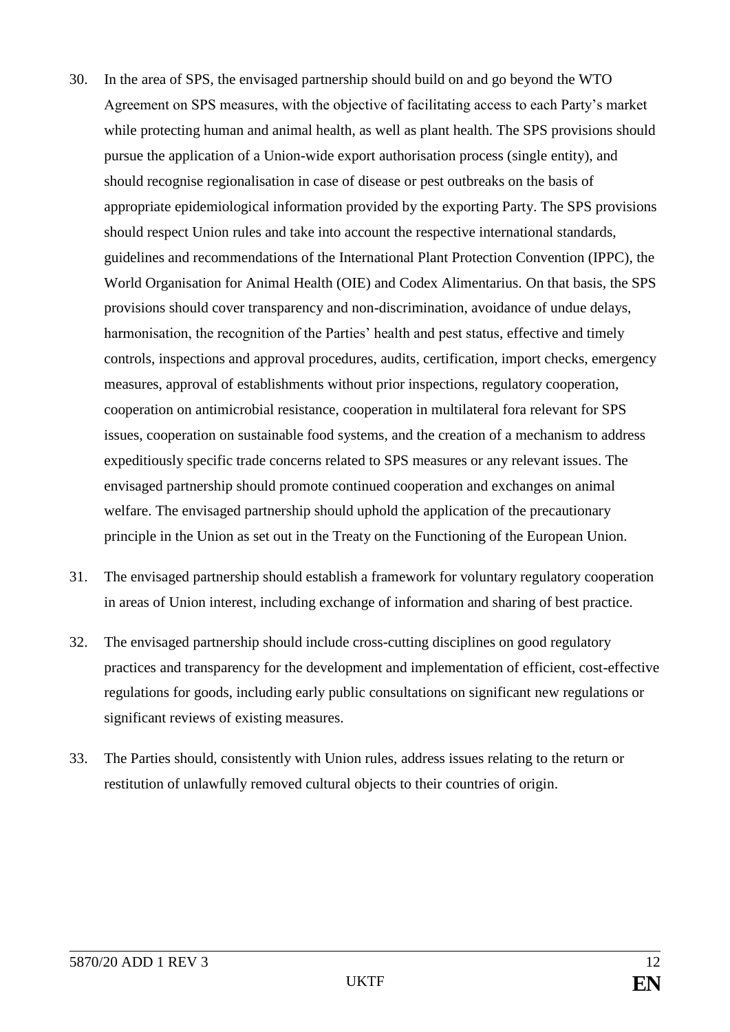30. In the area of SPS, the envisaged partnership should build on and go beyond the WTO Agreement on SPS measures, with the objective of facilitating access to each Party's market while protecting human and animal health, as well as plant health. The SPS provisions should pursue the application of a Union-wide export authorisation process (single entity), and should recognise regionalisation in case of disease or pest outbreaks on the basis of appropriate epidemiological information provided by the exporting Party. The SPS provisions should respect Union rules and take into account the respective international standards, guidelines and recommendations of the International Plant Protection Convention (IPPC), the World Organisation for Animal Health (OIE) and Codex Alimentarius. On that basis, the SPS provisions should cover transparency and non-discrimination, avoidance of undue delays, harmonisation, the recognition of the Parties' health and pest status, effective and timely controls, inspections and approval procedures, audits, certification, import checks, emergency measures, approval of establishments without prior inspections, regulatory cooperation, cooperation on antimicrobial resistance, cooperation in multilateral fora relevant for SPS issues, cooperation on sustainable food systems, and the creation of a mechanism to address expeditiously specific trade concerns related to SPS measures or any relevant issues. The envisaged partnership should promote continued cooperation and exchanges on animal welfare. The envisaged partnership should uphold the application of the precautionary principle in the Union as set out in the Treaty on the Functioning of the European Union.

31. The envisaged partnership should establish a framework for voluntary regulatory cooperation in areas of Union interest, including exchange of information and sharing of best practice.

32. The envisaged partnership should include cross-cutting disciplines on good regulatory practices and transparency for the development and implementation of efficient, cost-effective regulations for goods, including early public consultations on significant new regulations or significant reviews of existing measures.

33. The Parties should, consistently with Union rules, address issues relating to the return or restitution of unlawfully removed cultural objects to their countries of origin.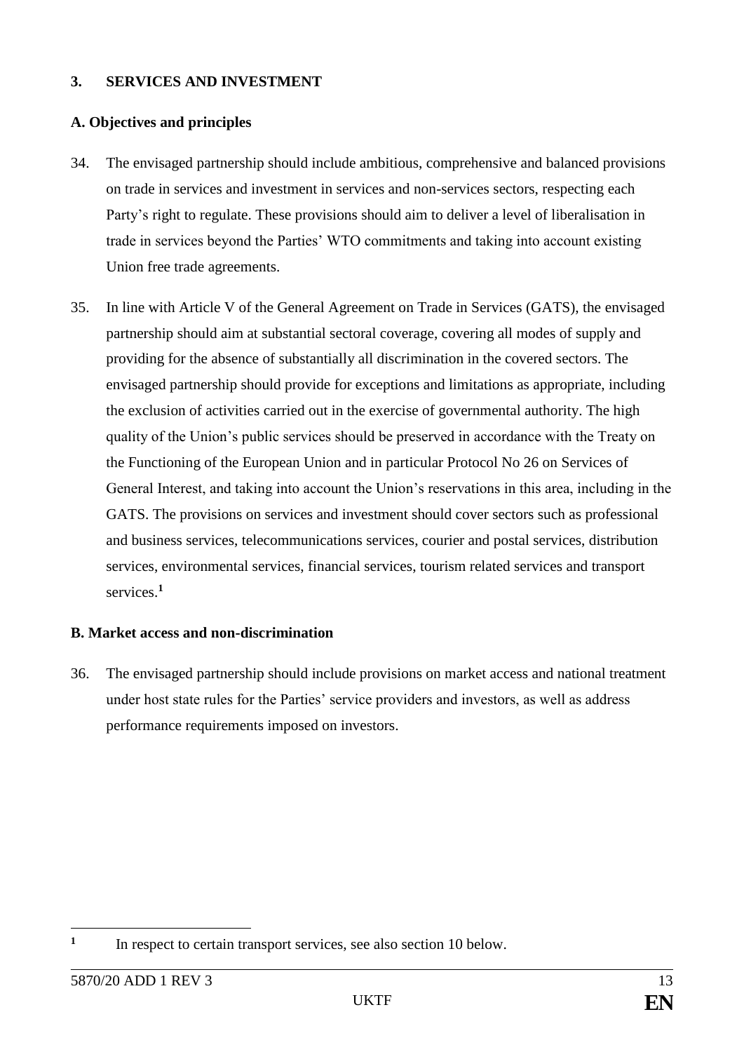## 3. SERVICES AND INVESTMENT

### A. Objectives and principles

34. The envisaged partnership should include ambitious, comprehensive and balanced provisions on trade in services and investment in services and non-services sectors, respecting each Party's right to regulate. These provisions should aim to deliver a level of liberalisation in trade in services beyond the Parties' WTO commitments and taking into account existing Union free trade agreements.

35. In line with Article V of the General Agreement on Trade in Services (GATS), the envisaged partnership should aim at substantial sectoral coverage, covering all modes of supply and providing for the absence of substantially all discrimination in the covered sectors. The envisaged partnership should provide for exceptions and limitations as appropriate, including the exclusion of activities carried out in the exercise of governmental authority. The high quality of the Union's public services should be preserved in accordance with the Treaty on the Functioning of the European Union and in particular Protocol No 26 on Services of General Interest, and taking into account the Union's reservations in this area, including in the GATS. The provisions on services and investment should cover sectors such as professional and business services, telecommunications services, courier and postal services, distribution services, environmental services, financial services, tourism related services and transport services.[1]

### B. Market access and non-discrimination

36. The envisaged partnership should include provisions on market access and national treatment under host state rules for the Parties' service providers and investors, as well as address performance requirements imposed on investors.

---

[1] In respect to certain transport services, see also section 10 below.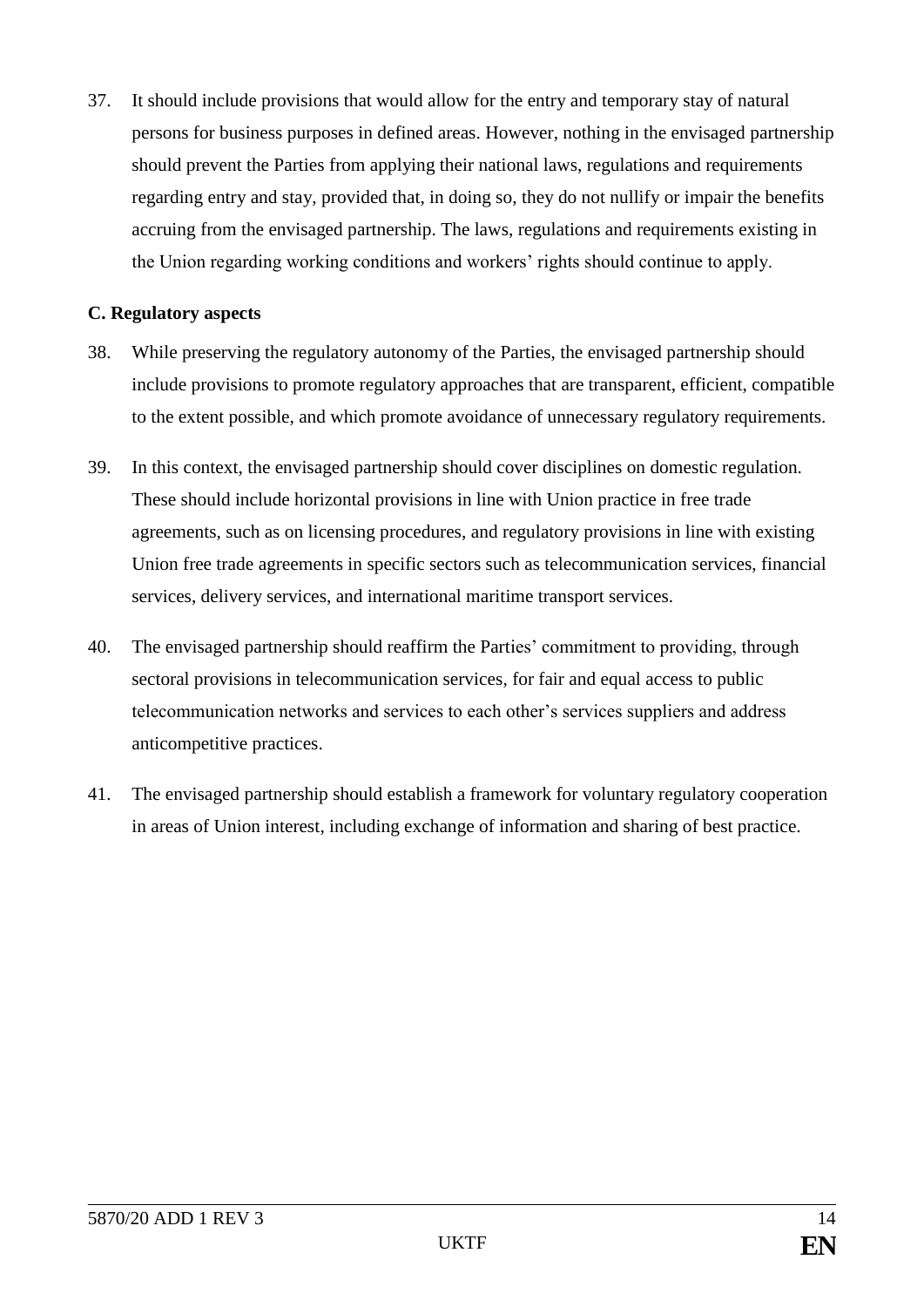37. It should include provisions that would allow for the entry and temporary stay of natural persons for business purposes in defined areas. However, nothing in the envisaged partnership should prevent the Parties from applying their national laws, regulations and requirements regarding entry and stay, provided that, in doing so, they do not nullify or impair the benefits accruing from the envisaged partnership. The laws, regulations and requirements existing in the Union regarding working conditions and workers' rights should continue to apply.

**C. Regulatory aspects**

38. While preserving the regulatory autonomy of the Parties, the envisaged partnership should include provisions to promote regulatory approaches that are transparent, efficient, compatible to the extent possible, and which promote avoidance of unnecessary regulatory requirements.

39. In this context, the envisaged partnership should cover disciplines on domestic regulation. These should include horizontal provisions in line with Union practice in free trade agreements, such as on licensing procedures, and regulatory provisions in line with existing Union free trade agreements in specific sectors such as telecommunication services, financial services, delivery services, and international maritime transport services.

40. The envisaged partnership should reaffirm the Parties' commitment to providing, through sectoral provisions in telecommunication services, for fair and equal access to public telecommunication networks and services to each other's services suppliers and address anticompetitive practices.

41. The envisaged partnership should establish a framework for voluntary regulatory cooperation in areas of Union interest, including exchange of information and sharing of best practice.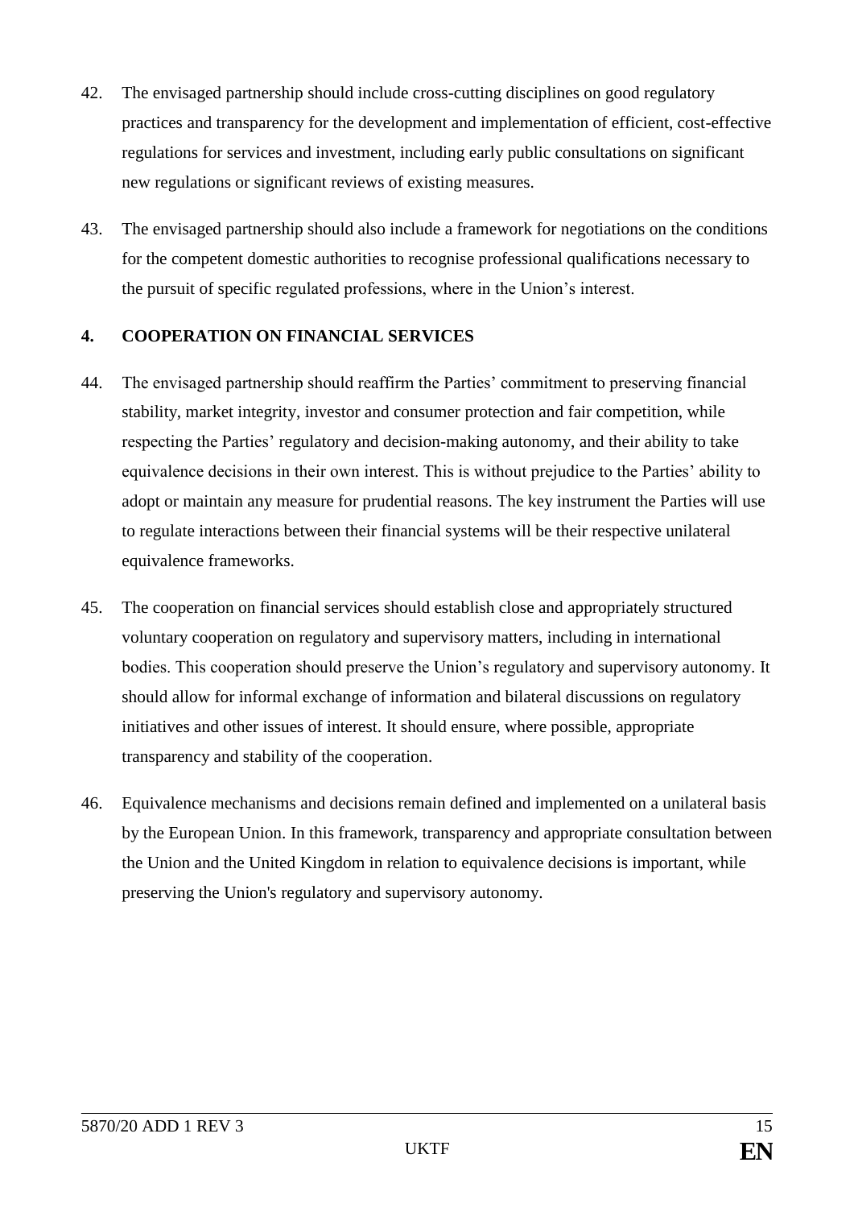42. The envisaged partnership should include cross-cutting disciplines on good regulatory practices and transparency for the development and implementation of efficient, cost-effective regulations for services and investment, including early public consultations on significant new regulations or significant reviews of existing measures.

43. The envisaged partnership should also include a framework for negotiations on the conditions for the competent domestic authorities to recognise professional qualifications necessary to the pursuit of specific regulated professions, where in the Union's interest.

## 4. COOPERATION ON FINANCIAL SERVICES

44. The envisaged partnership should reaffirm the Parties' commitment to preserving financial stability, market integrity, investor and consumer protection and fair competition, while respecting the Parties' regulatory and decision-making autonomy, and their ability to take equivalence decisions in their own interest. This is without prejudice to the Parties' ability to adopt or maintain any measure for prudential reasons. The key instrument the Parties will use to regulate interactions between their financial systems will be their respective unilateral equivalence frameworks.

45. The cooperation on financial services should establish close and appropriately structured voluntary cooperation on regulatory and supervisory matters, including in international bodies. This cooperation should preserve the Union's regulatory and supervisory autonomy. It should allow for informal exchange of information and bilateral discussions on regulatory initiatives and other issues of interest. It should ensure, where possible, appropriate transparency and stability of the cooperation.

46. Equivalence mechanisms and decisions remain defined and implemented on a unilateral basis by the European Union. In this framework, transparency and appropriate consultation between the Union and the United Kingdom in relation to equivalence decisions is important, while preserving the Union's regulatory and supervisory autonomy.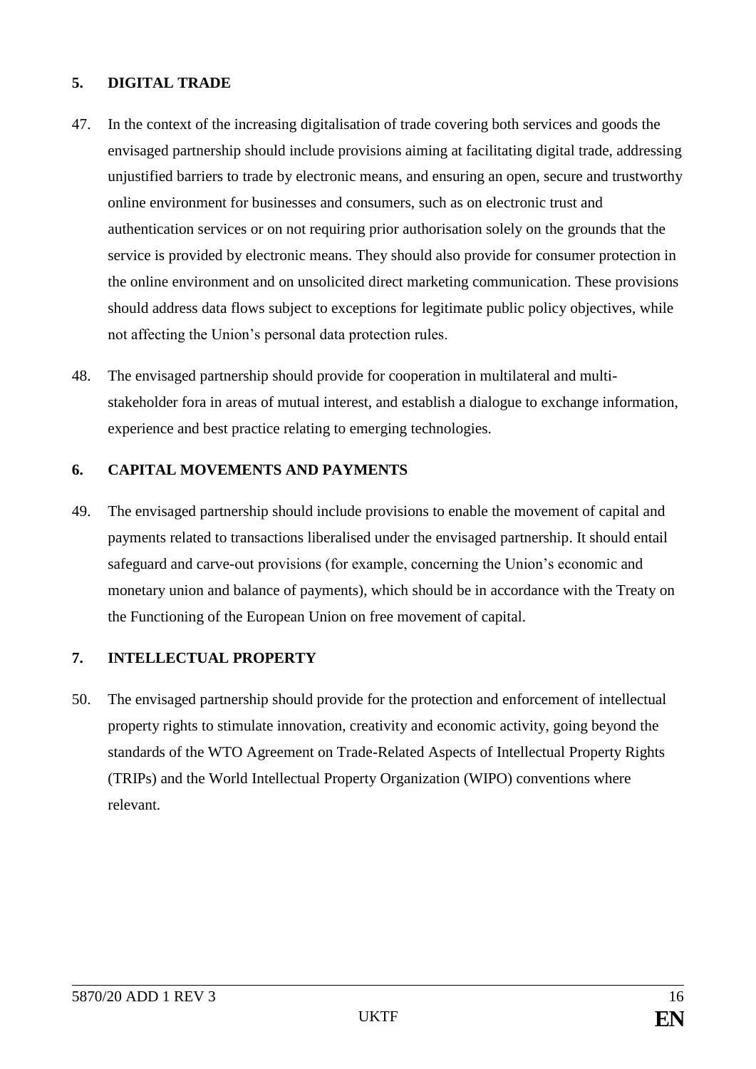## 5. DIGITAL TRADE

47. In the context of the increasing digitalisation of trade covering both services and goods the envisaged partnership should include provisions aiming at facilitating digital trade, addressing unjustified barriers to trade by electronic means, and ensuring an open, secure and trustworthy online environment for businesses and consumers, such as on electronic trust and authentication services or on not requiring prior authorisation solely on the grounds that the service is provided by electronic means. They should also provide for consumer protection in the online environment and on unsolicited direct marketing communication. These provisions should address data flows subject to exceptions for legitimate public policy objectives, while not affecting the Union's personal data protection rules.

48. The envisaged partnership should provide for cooperation in multilateral and multi-stakeholder fora in areas of mutual interest, and establish a dialogue to exchange information, experience and best practice relating to emerging technologies.

## 6. CAPITAL MOVEMENTS AND PAYMENTS

49. The envisaged partnership should include provisions to enable the movement of capital and payments related to transactions liberalised under the envisaged partnership. It should entail safeguard and carve-out provisions (for example, concerning the Union's economic and monetary union and balance of payments), which should be in accordance with the Treaty on the Functioning of the European Union on free movement of capital.

## 7. INTELLECTUAL PROPERTY

50. The envisaged partnership should provide for the protection and enforcement of intellectual property rights to stimulate innovation, creativity and economic activity, going beyond the standards of the WTO Agreement on Trade-Related Aspects of Intellectual Property Rights (TRIPs) and the World Intellectual Property Organization (WIPO) conventions where relevant.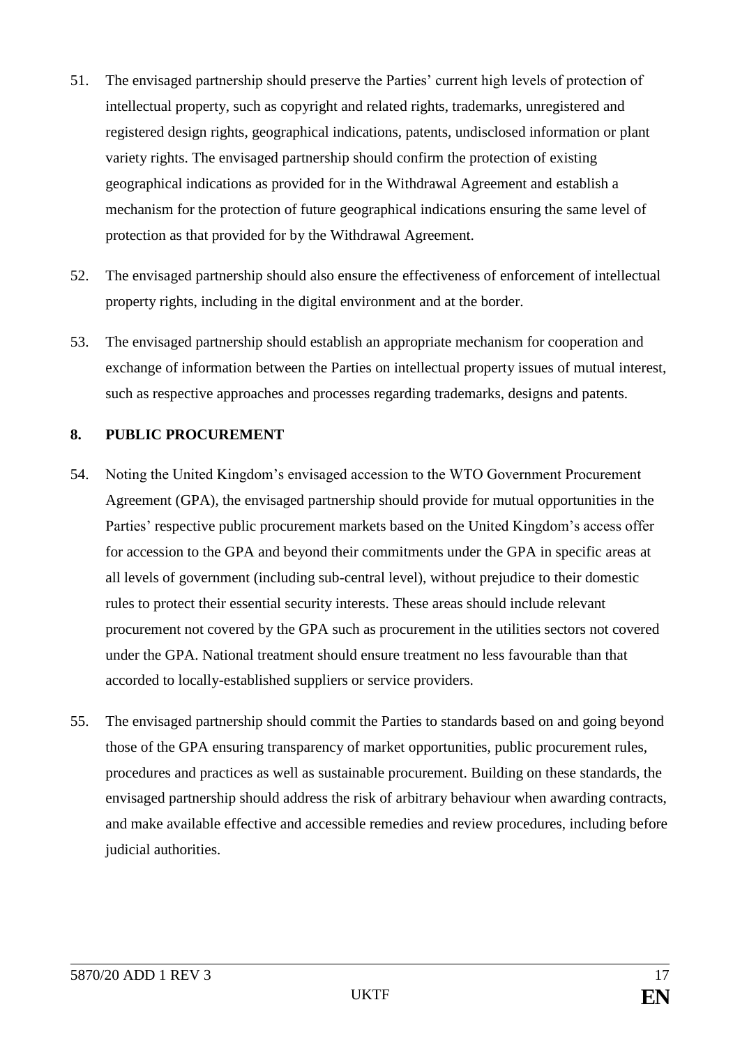51. The envisaged partnership should preserve the Parties' current high levels of protection of intellectual property, such as copyright and related rights, trademarks, unregistered and registered design rights, geographical indications, patents, undisclosed information or plant variety rights. The envisaged partnership should confirm the protection of existing geographical indications as provided for in the Withdrawal Agreement and establish a mechanism for the protection of future geographical indications ensuring the same level of protection as that provided for by the Withdrawal Agreement.

52. The envisaged partnership should also ensure the effectiveness of enforcement of intellectual property rights, including in the digital environment and at the border.

53. The envisaged partnership should establish an appropriate mechanism for cooperation and exchange of information between the Parties on intellectual property issues of mutual interest, such as respective approaches and processes regarding trademarks, designs and patents.

## 8. PUBLIC PROCUREMENT

54. Noting the United Kingdom's envisaged accession to the WTO Government Procurement Agreement (GPA), the envisaged partnership should provide for mutual opportunities in the Parties' respective public procurement markets based on the United Kingdom's access offer for accession to the GPA and beyond their commitments under the GPA in specific areas at all levels of government (including sub-central level), without prejudice to their domestic rules to protect their essential security interests. These areas should include relevant procurement not covered by the GPA such as procurement in the utilities sectors not covered under the GPA. National treatment should ensure treatment no less favourable than that accorded to locally-established suppliers or service providers.

55. The envisaged partnership should commit the Parties to standards based on and going beyond those of the GPA ensuring transparency of market opportunities, public procurement rules, procedures and practices as well as sustainable procurement. Building on these standards, the envisaged partnership should address the risk of arbitrary behaviour when awarding contracts, and make available effective and accessible remedies and review procedures, including before judicial authorities.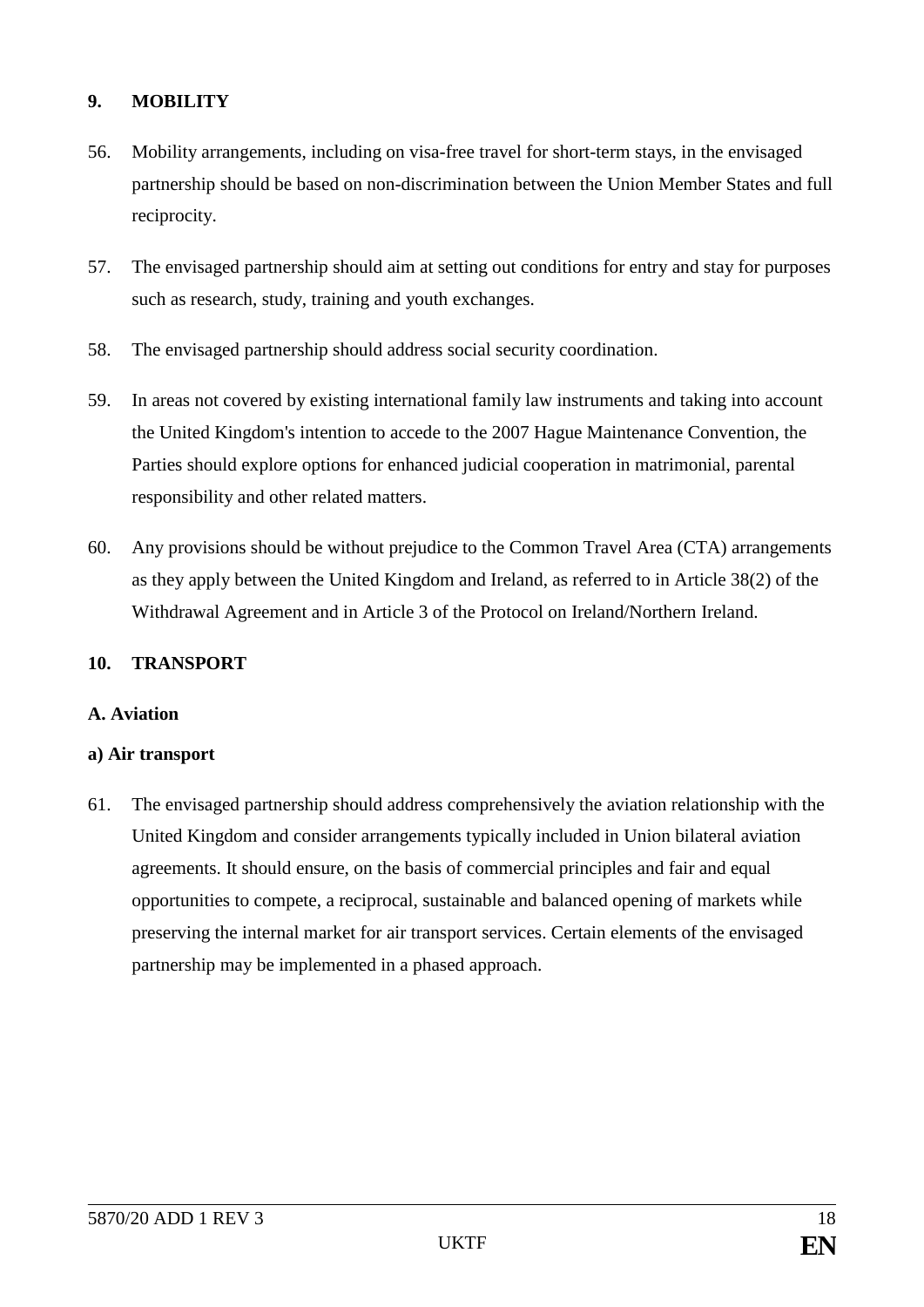## 9. MOBILITY

56. Mobility arrangements, including on visa-free travel for short-term stays, in the envisaged partnership should be based on non-discrimination between the Union Member States and full reciprocity.

57. The envisaged partnership should aim at setting out conditions for entry and stay for purposes such as research, study, training and youth exchanges.

58. The envisaged partnership should address social security coordination.

59. In areas not covered by existing international family law instruments and taking into account the United Kingdom's intention to accede to the 2007 Hague Maintenance Convention, the Parties should explore options for enhanced judicial cooperation in matrimonial, parental responsibility and other related matters.

60. Any provisions should be without prejudice to the Common Travel Area (CTA) arrangements as they apply between the United Kingdom and Ireland, as referred to in Article 38(2) of the Withdrawal Agreement and in Article 3 of the Protocol on Ireland/Northern Ireland.

## 10. TRANSPORT

### A. Aviation

#### a) Air transport

61. The envisaged partnership should address comprehensively the aviation relationship with the United Kingdom and consider arrangements typically included in Union bilateral aviation agreements. It should ensure, on the basis of commercial principles and fair and equal opportunities to compete, a reciprocal, sustainable and balanced opening of markets while preserving the internal market for air transport services. Certain elements of the envisaged partnership may be implemented in a phased approach.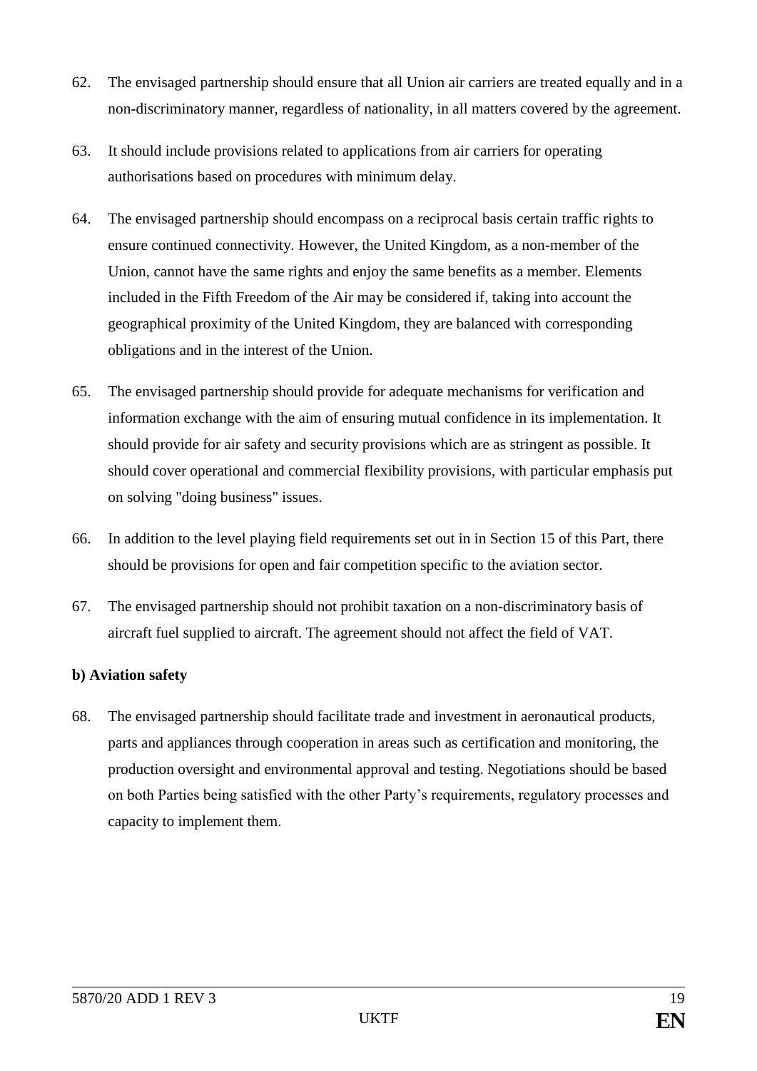62. The envisaged partnership should ensure that all Union air carriers are treated equally and in a non-discriminatory manner, regardless of nationality, in all matters covered by the agreement.

63. It should include provisions related to applications from air carriers for operating authorisations based on procedures with minimum delay.

64. The envisaged partnership should encompass on a reciprocal basis certain traffic rights to ensure continued connectivity. However, the United Kingdom, as a non-member of the Union, cannot have the same rights and enjoy the same benefits as a member. Elements included in the Fifth Freedom of the Air may be considered if, taking into account the geographical proximity of the United Kingdom, they are balanced with corresponding obligations and in the interest of the Union.

65. The envisaged partnership should provide for adequate mechanisms for verification and information exchange with the aim of ensuring mutual confidence in its implementation. It should provide for air safety and security provisions which are as stringent as possible. It should cover operational and commercial flexibility provisions, with particular emphasis put on solving "doing business" issues.

66. In addition to the level playing field requirements set out in in Section 15 of this Part, there should be provisions for open and fair competition specific to the aviation sector.

67. The envisaged partnership should not prohibit taxation on a non-discriminatory basis of aircraft fuel supplied to aircraft. The agreement should not affect the field of VAT.

**b) Aviation safety**

68. The envisaged partnership should facilitate trade and investment in aeronautical products, parts and appliances through cooperation in areas such as certification and monitoring, the production oversight and environmental approval and testing. Negotiations should be based on both Parties being satisfied with the other Party's requirements, regulatory processes and capacity to implement them.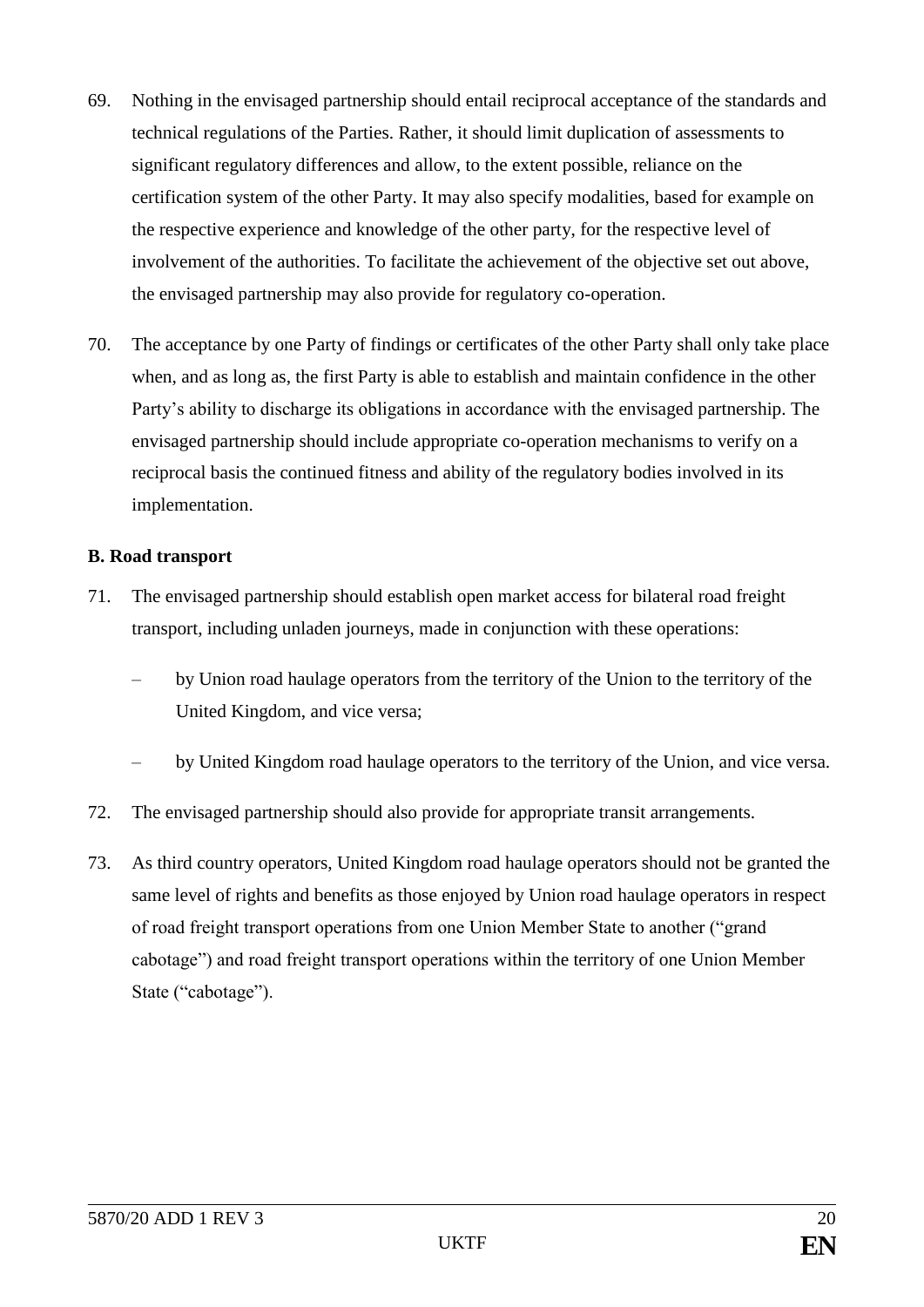69. Nothing in the envisaged partnership should entail reciprocal acceptance of the standards and technical regulations of the Parties. Rather, it should limit duplication of assessments to significant regulatory differences and allow, to the extent possible, reliance on the certification system of the other Party. It may also specify modalities, based for example on the respective experience and knowledge of the other party, for the respective level of involvement of the authorities. To facilitate the achievement of the objective set out above, the envisaged partnership may also provide for regulatory co-operation.

70. The acceptance by one Party of findings or certificates of the other Party shall only take place when, and as long as, the first Party is able to establish and maintain confidence in the other Party's ability to discharge its obligations in accordance with the envisaged partnership. The envisaged partnership should include appropriate co-operation mechanisms to verify on a reciprocal basis the continued fitness and ability of the regulatory bodies involved in its implementation.

**B. Road transport**

71. The envisaged partnership should establish open market access for bilateral road freight transport, including unladen journeys, made in conjunction with these operations:

    – by Union road haulage operators from the territory of the Union to the territory of the United Kingdom, and vice versa;

    – by United Kingdom road haulage operators to the territory of the Union, and vice versa.

72. The envisaged partnership should also provide for appropriate transit arrangements.

73. As third country operators, United Kingdom road haulage operators should not be granted the same level of rights and benefits as those enjoyed by Union road haulage operators in respect of road freight transport operations from one Union Member State to another ("grand cabotage") and road freight transport operations within the territory of one Union Member State ("cabotage").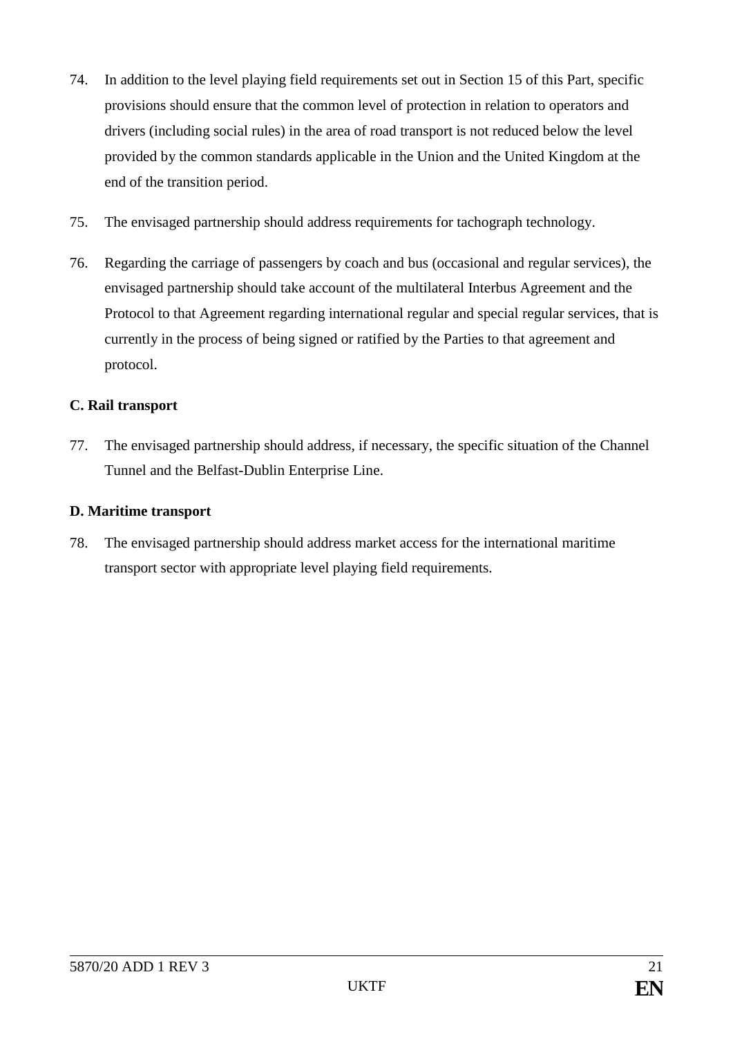74. In addition to the level playing field requirements set out in Section 15 of this Part, specific provisions should ensure that the common level of protection in relation to operators and drivers (including social rules) in the area of road transport is not reduced below the level provided by the common standards applicable in the Union and the United Kingdom at the end of the transition period.

75. The envisaged partnership should address requirements for tachograph technology.

76. Regarding the carriage of passengers by coach and bus (occasional and regular services), the envisaged partnership should take account of the multilateral Interbus Agreement and the Protocol to that Agreement regarding international regular and special regular services, that is currently in the process of being signed or ratified by the Parties to that agreement and protocol.

**C. Rail transport**

77. The envisaged partnership should address, if necessary, the specific situation of the Channel Tunnel and the Belfast-Dublin Enterprise Line.

**D. Maritime transport**

78. The envisaged partnership should address market access for the international maritime transport sector with appropriate level playing field requirements.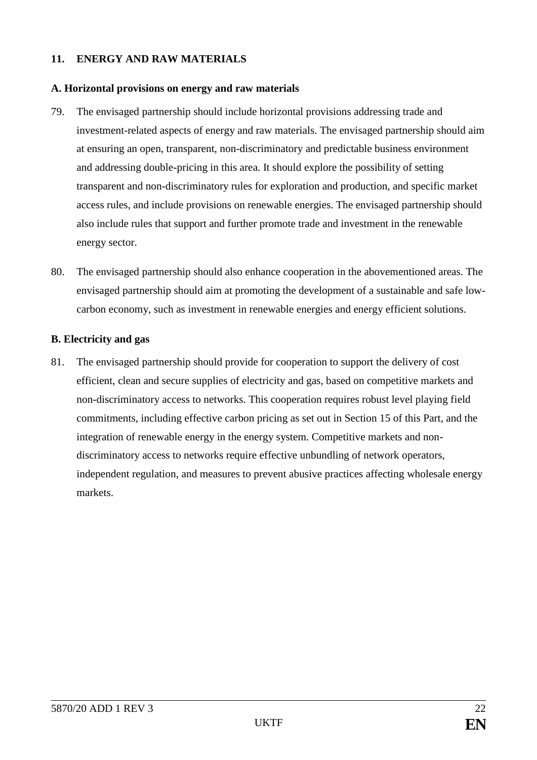## 11. ENERGY AND RAW MATERIALS

### A. Horizontal provisions on energy and raw materials

79. The envisaged partnership should include horizontal provisions addressing trade and investment-related aspects of energy and raw materials. The envisaged partnership should aim at ensuring an open, transparent, non-discriminatory and predictable business environment and addressing double-pricing in this area. It should explore the possibility of setting transparent and non-discriminatory rules for exploration and production, and specific market access rules, and include provisions on renewable energies. The envisaged partnership should also include rules that support and further promote trade and investment in the renewable energy sector.

80. The envisaged partnership should also enhance cooperation in the abovementioned areas. The envisaged partnership should aim at promoting the development of a sustainable and safe low-carbon economy, such as investment in renewable energies and energy efficient solutions.

### B. Electricity and gas

81. The envisaged partnership should provide for cooperation to support the delivery of cost efficient, clean and secure supplies of electricity and gas, based on competitive markets and non-discriminatory access to networks. This cooperation requires robust level playing field commitments, including effective carbon pricing as set out in Section 15 of this Part, and the integration of renewable energy in the energy system. Competitive markets and non-discriminatory access to networks require effective unbundling of network operators, independent regulation, and measures to prevent abusive practices affecting wholesale energy markets.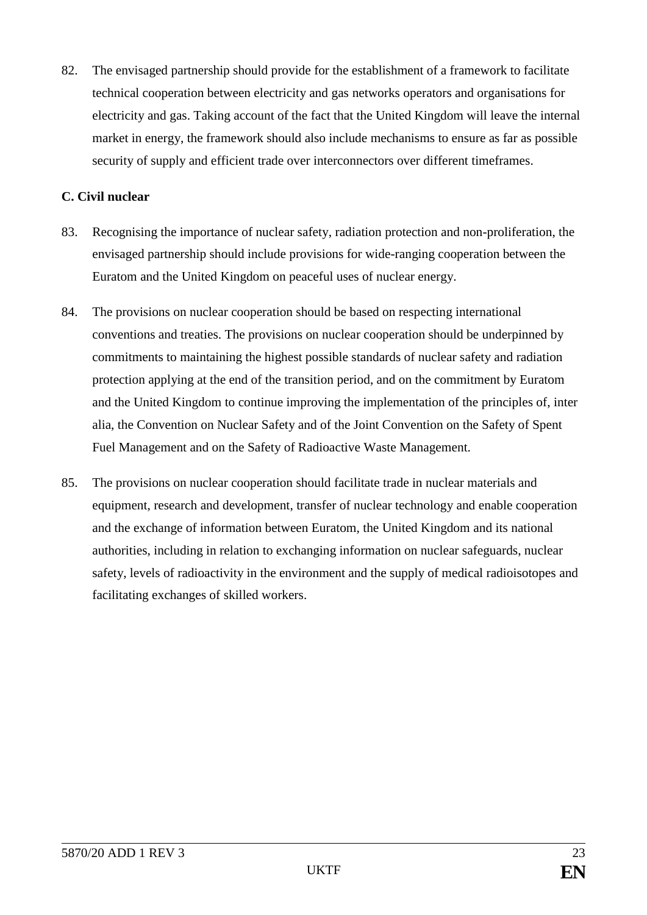82. The envisaged partnership should provide for the establishment of a framework to facilitate technical cooperation between electricity and gas networks operators and organisations for electricity and gas. Taking account of the fact that the United Kingdom will leave the internal market in energy, the framework should also include mechanisms to ensure as far as possible security of supply and efficient trade over interconnectors over different timeframes.

**C. Civil nuclear**

83. Recognising the importance of nuclear safety, radiation protection and non-proliferation, the envisaged partnership should include provisions for wide-ranging cooperation between the Euratom and the United Kingdom on peaceful uses of nuclear energy.

84. The provisions on nuclear cooperation should be based on respecting international conventions and treaties. The provisions on nuclear cooperation should be underpinned by commitments to maintaining the highest possible standards of nuclear safety and radiation protection applying at the end of the transition period, and on the commitment by Euratom and the United Kingdom to continue improving the implementation of the principles of, inter alia, the Convention on Nuclear Safety and of the Joint Convention on the Safety of Spent Fuel Management and on the Safety of Radioactive Waste Management.

85. The provisions on nuclear cooperation should facilitate trade in nuclear materials and equipment, research and development, transfer of nuclear technology and enable cooperation and the exchange of information between Euratom, the United Kingdom and its national authorities, including in relation to exchanging information on nuclear safeguards, nuclear safety, levels of radioactivity in the environment and the supply of medical radioisotopes and facilitating exchanges of skilled workers.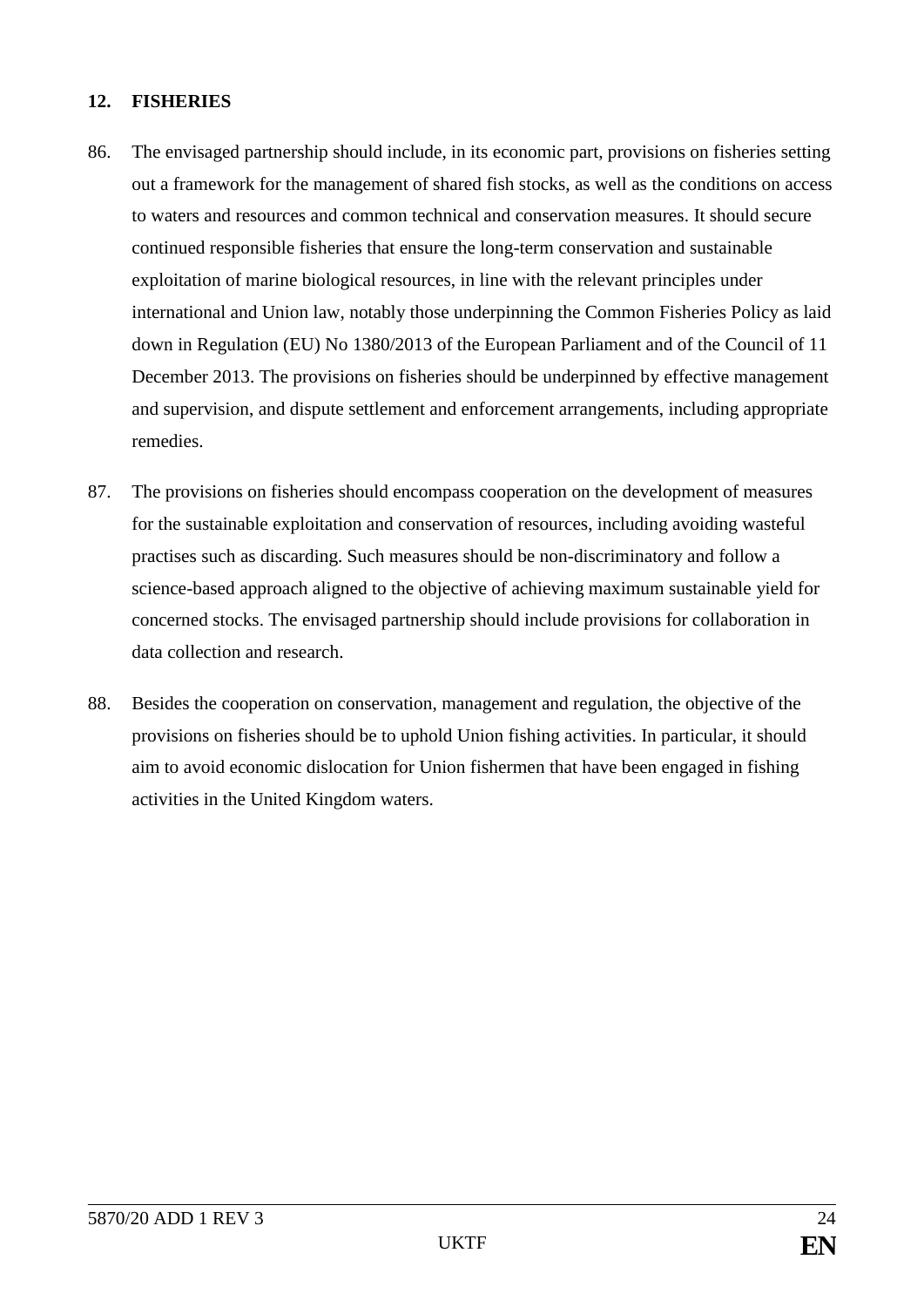## 12. FISHERIES

86. The envisaged partnership should include, in its economic part, provisions on fisheries setting out a framework for the management of shared fish stocks, as well as the conditions on access to waters and resources and common technical and conservation measures. It should secure continued responsible fisheries that ensure the long-term conservation and sustainable exploitation of marine biological resources, in line with the relevant principles under international and Union law, notably those underpinning the Common Fisheries Policy as laid down in Regulation (EU) No 1380/2013 of the European Parliament and of the Council of 11 December 2013. The provisions on fisheries should be underpinned by effective management and supervision, and dispute settlement and enforcement arrangements, including appropriate remedies.

87. The provisions on fisheries should encompass cooperation on the development of measures for the sustainable exploitation and conservation of resources, including avoiding wasteful practises such as discarding. Such measures should be non-discriminatory and follow a science-based approach aligned to the objective of achieving maximum sustainable yield for concerned stocks. The envisaged partnership should include provisions for collaboration in data collection and research.

88. Besides the cooperation on conservation, management and regulation, the objective of the provisions on fisheries should be to uphold Union fishing activities. In particular, it should aim to avoid economic dislocation for Union fishermen that have been engaged in fishing activities in the United Kingdom waters.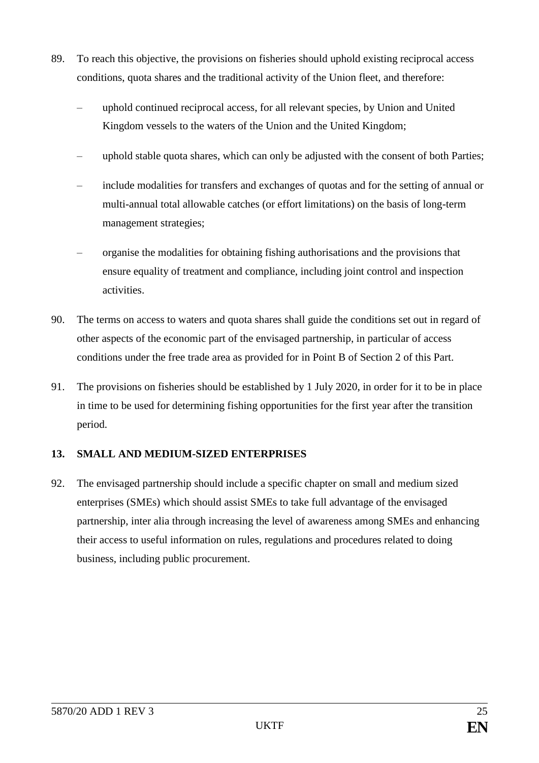89. To reach this objective, the provisions on fisheries should uphold existing reciprocal access conditions, quota shares and the traditional activity of the Union fleet, and therefore:

    – uphold continued reciprocal access, for all relevant species, by Union and United Kingdom vessels to the waters of the Union and the United Kingdom;

    – uphold stable quota shares, which can only be adjusted with the consent of both Parties;

    – include modalities for transfers and exchanges of quotas and for the setting of annual or multi-annual total allowable catches (or effort limitations) on the basis of long-term management strategies;

    – organise the modalities for obtaining fishing authorisations and the provisions that ensure equality of treatment and compliance, including joint control and inspection activities.

90. The terms on access to waters and quota shares shall guide the conditions set out in regard of other aspects of the economic part of the envisaged partnership, in particular of access conditions under the free trade area as provided for in Point B of Section 2 of this Part.

91. The provisions on fisheries should be established by 1 July 2020, in order for it to be in place in time to be used for determining fishing opportunities for the first year after the transition period.

## 13. SMALL AND MEDIUM-SIZED ENTERPRISES

92. The envisaged partnership should include a specific chapter on small and medium sized enterprises (SMEs) which should assist SMEs to take full advantage of the envisaged partnership, inter alia through increasing the level of awareness among SMEs and enhancing their access to useful information on rules, regulations and procedures related to doing business, including public procurement.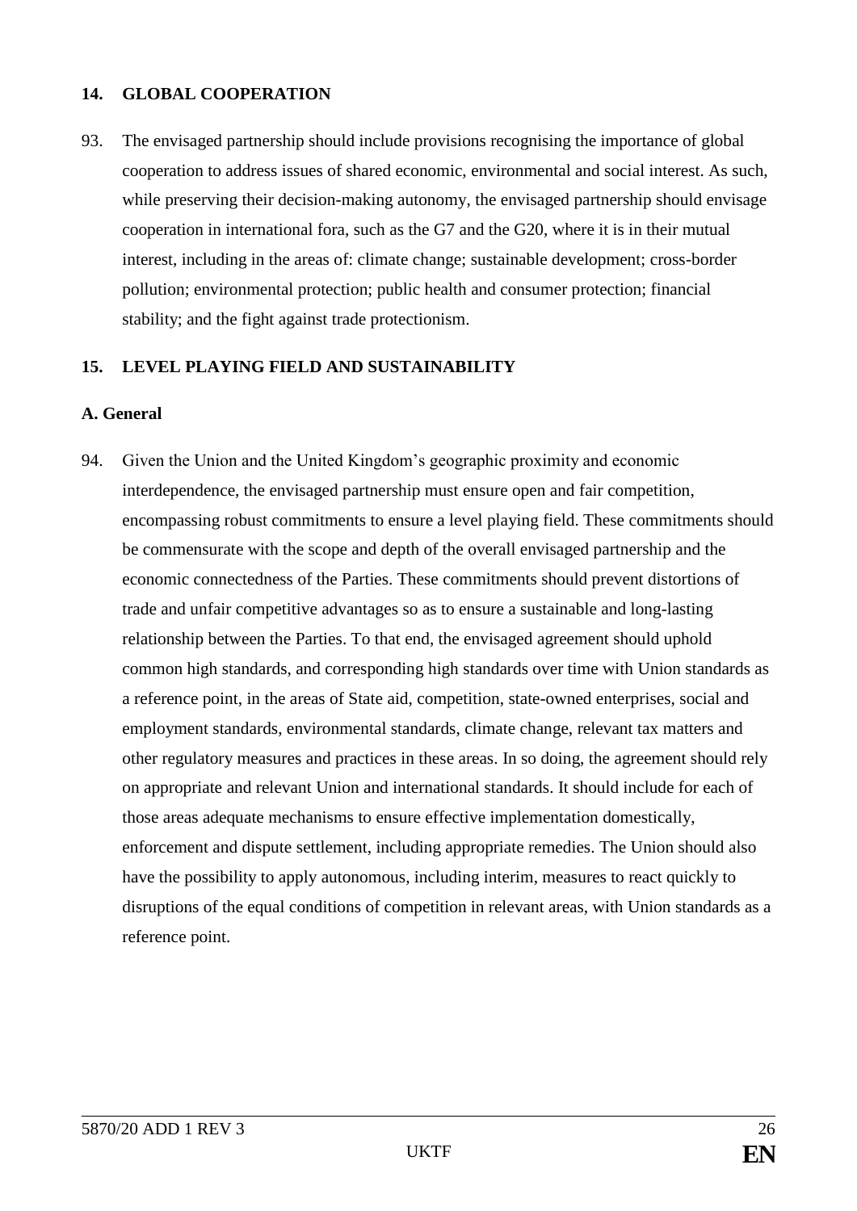## 14. GLOBAL COOPERATION

93. The envisaged partnership should include provisions recognising the importance of global cooperation to address issues of shared economic, environmental and social interest. As such, while preserving their decision-making autonomy, the envisaged partnership should envisage cooperation in international fora, such as the G7 and the G20, where it is in their mutual interest, including in the areas of: climate change; sustainable development; cross-border pollution; environmental protection; public health and consumer protection; financial stability; and the fight against trade protectionism.

## 15. LEVEL PLAYING FIELD AND SUSTAINABILITY

### A. General

94. Given the Union and the United Kingdom's geographic proximity and economic interdependence, the envisaged partnership must ensure open and fair competition, encompassing robust commitments to ensure a level playing field. These commitments should be commensurate with the scope and depth of the overall envisaged partnership and the economic connectedness of the Parties. These commitments should prevent distortions of trade and unfair competitive advantages so as to ensure a sustainable and long-lasting relationship between the Parties. To that end, the envisaged agreement should uphold common high standards, and corresponding high standards over time with Union standards as a reference point, in the areas of State aid, competition, state-owned enterprises, social and employment standards, environmental standards, climate change, relevant tax matters and other regulatory measures and practices in these areas. In so doing, the agreement should rely on appropriate and relevant Union and international standards. It should include for each of those areas adequate mechanisms to ensure effective implementation domestically, enforcement and dispute settlement, including appropriate remedies. The Union should also have the possibility to apply autonomous, including interim, measures to react quickly to disruptions of the equal conditions of competition in relevant areas, with Union standards as a reference point.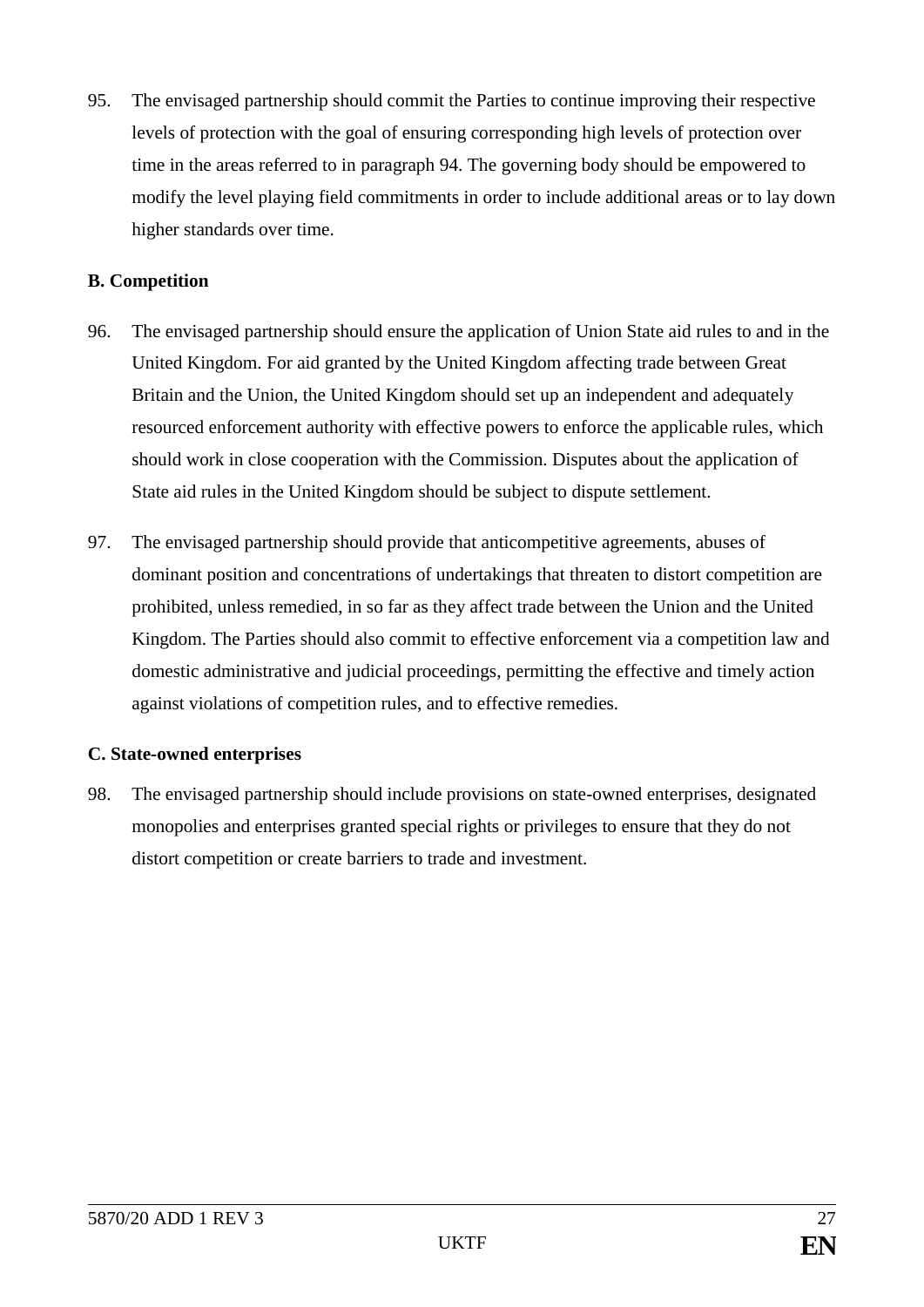95. The envisaged partnership should commit the Parties to continue improving their respective levels of protection with the goal of ensuring corresponding high levels of protection over time in the areas referred to in paragraph 94. The governing body should be empowered to modify the level playing field commitments in order to include additional areas or to lay down higher standards over time.

**B. Competition**

96. The envisaged partnership should ensure the application of Union State aid rules to and in the United Kingdom. For aid granted by the United Kingdom affecting trade between Great Britain and the Union, the United Kingdom should set up an independent and adequately resourced enforcement authority with effective powers to enforce the applicable rules, which should work in close cooperation with the Commission. Disputes about the application of State aid rules in the United Kingdom should be subject to dispute settlement.

97. The envisaged partnership should provide that anticompetitive agreements, abuses of dominant position and concentrations of undertakings that threaten to distort competition are prohibited, unless remedied, in so far as they affect trade between the Union and the United Kingdom. The Parties should also commit to effective enforcement via a competition law and domestic administrative and judicial proceedings, permitting the effective and timely action against violations of competition rules, and to effective remedies.

**C. State-owned enterprises**

98. The envisaged partnership should include provisions on state-owned enterprises, designated monopolies and enterprises granted special rights or privileges to ensure that they do not distort competition or create barriers to trade and investment.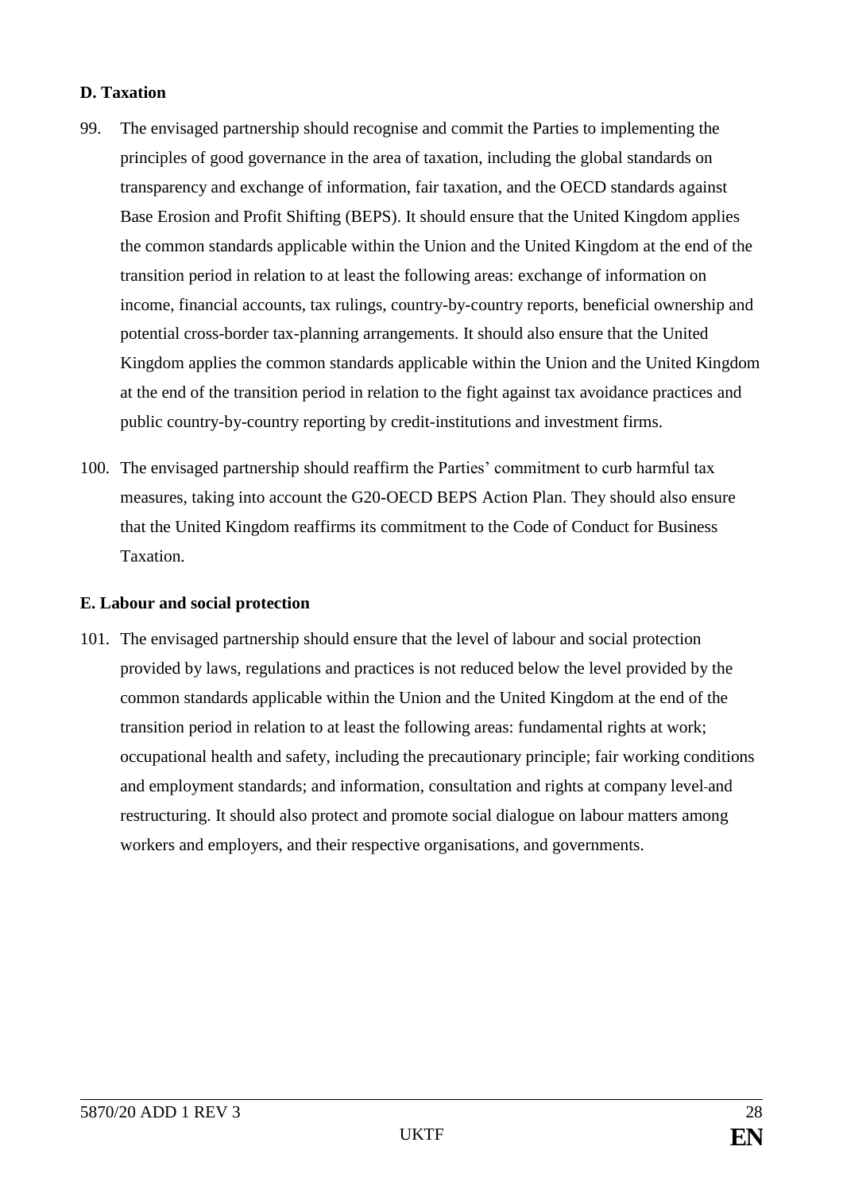**D. Taxation**

99. The envisaged partnership should recognise and commit the Parties to implementing the principles of good governance in the area of taxation, including the global standards on transparency and exchange of information, fair taxation, and the OECD standards against Base Erosion and Profit Shifting (BEPS). It should ensure that the United Kingdom applies the common standards applicable within the Union and the United Kingdom at the end of the transition period in relation to at least the following areas: exchange of information on income, financial accounts, tax rulings, country-by-country reports, beneficial ownership and potential cross-border tax-planning arrangements. It should also ensure that the United Kingdom applies the common standards applicable within the Union and the United Kingdom at the end of the transition period in relation to the fight against tax avoidance practices and public country-by-country reporting by credit-institutions and investment firms.

100. The envisaged partnership should reaffirm the Parties' commitment to curb harmful tax measures, taking into account the G20-OECD BEPS Action Plan. They should also ensure that the United Kingdom reaffirms its commitment to the Code of Conduct for Business Taxation.

**E. Labour and social protection**

101. The envisaged partnership should ensure that the level of labour and social protection provided by laws, regulations and practices is not reduced below the level provided by the common standards applicable within the Union and the United Kingdom at the end of the transition period in relation to at least the following areas: fundamental rights at work; occupational health and safety, including the precautionary principle; fair working conditions and employment standards; and information, consultation and rights at company level and restructuring. It should also protect and promote social dialogue on labour matters among workers and employers, and their respective organisations, and governments.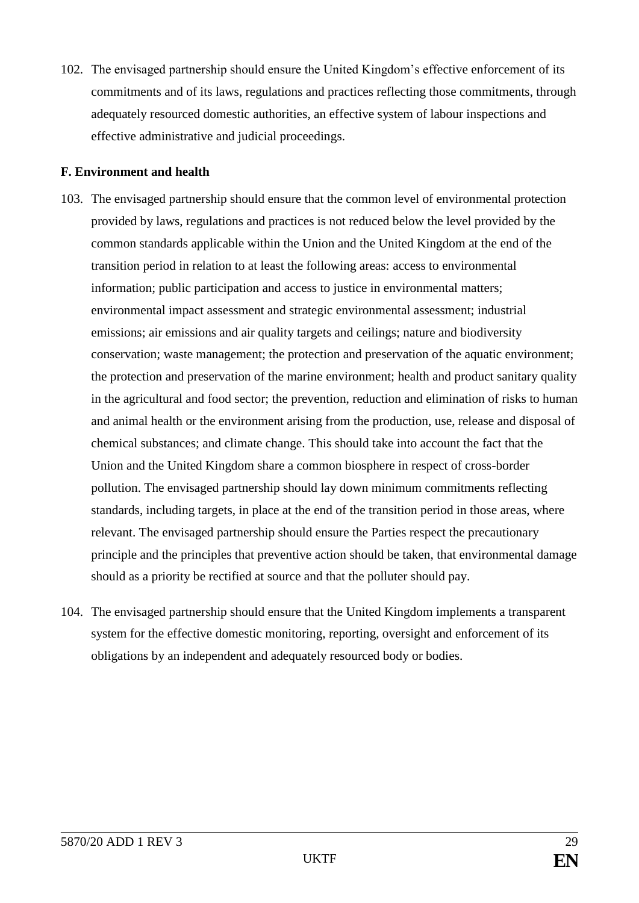102. The envisaged partnership should ensure the United Kingdom's effective enforcement of its commitments and of its laws, regulations and practices reflecting those commitments, through adequately resourced domestic authorities, an effective system of labour inspections and effective administrative and judicial proceedings.

**F. Environment and health**

103. The envisaged partnership should ensure that the common level of environmental protection provided by laws, regulations and practices is not reduced below the level provided by the common standards applicable within the Union and the United Kingdom at the end of the transition period in relation to at least the following areas: access to environmental information; public participation and access to justice in environmental matters; environmental impact assessment and strategic environmental assessment; industrial emissions; air emissions and air quality targets and ceilings; nature and biodiversity conservation; waste management; the protection and preservation of the aquatic environment; the protection and preservation of the marine environment; health and product sanitary quality in the agricultural and food sector; the prevention, reduction and elimination of risks to human and animal health or the environment arising from the production, use, release and disposal of chemical substances; and climate change. This should take into account the fact that the Union and the United Kingdom share a common biosphere in respect of cross-border pollution. The envisaged partnership should lay down minimum commitments reflecting standards, including targets, in place at the end of the transition period in those areas, where relevant. The envisaged partnership should ensure the Parties respect the precautionary principle and the principles that preventive action should be taken, that environmental damage should as a priority be rectified at source and that the polluter should pay.

104. The envisaged partnership should ensure that the United Kingdom implements a transparent system for the effective domestic monitoring, reporting, oversight and enforcement of its obligations by an independent and adequately resourced body or bodies.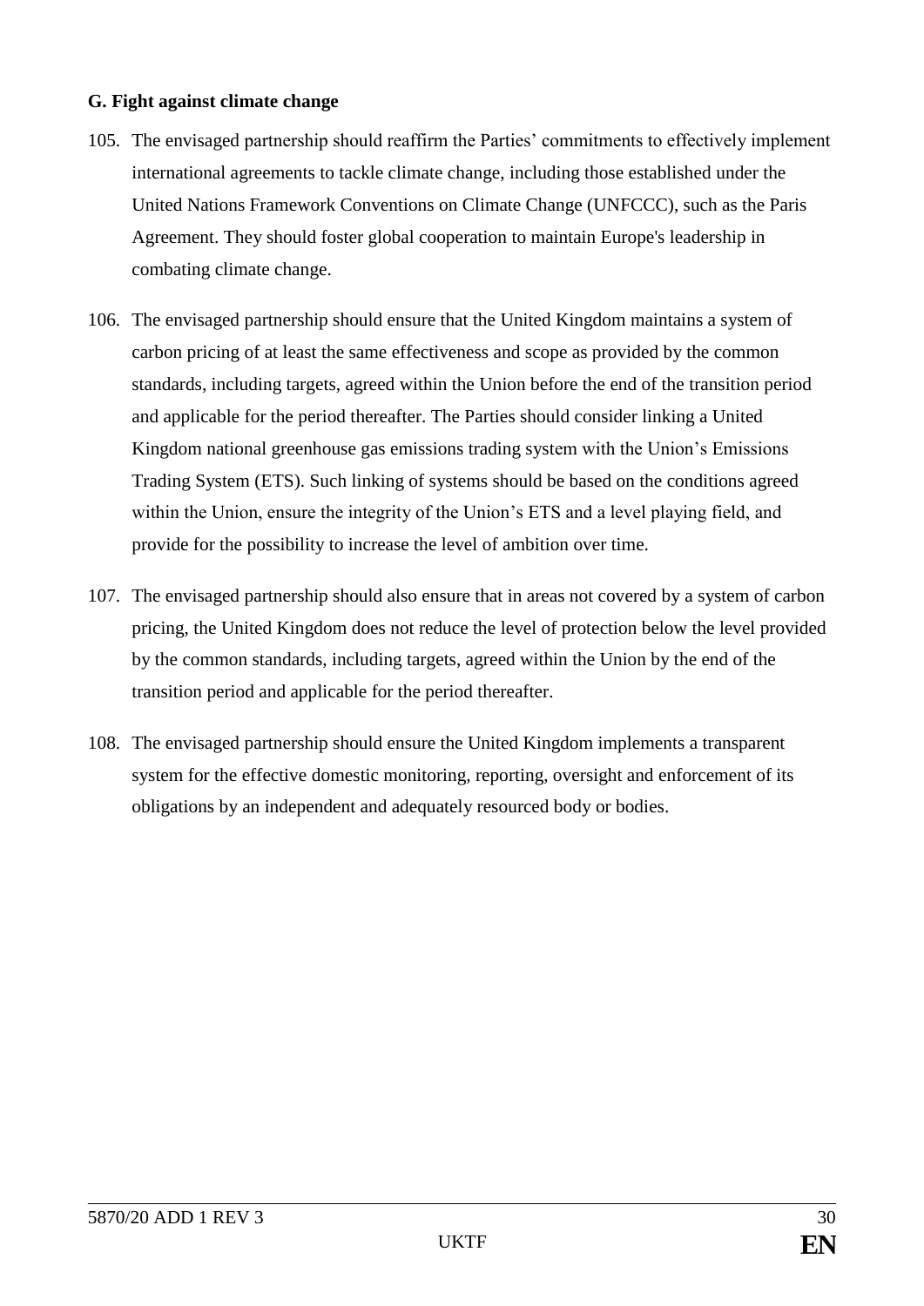**G. Fight against climate change**

105. The envisaged partnership should reaffirm the Parties' commitments to effectively implement international agreements to tackle climate change, including those established under the United Nations Framework Conventions on Climate Change (UNFCCC), such as the Paris Agreement. They should foster global cooperation to maintain Europe's leadership in combating climate change.

106. The envisaged partnership should ensure that the United Kingdom maintains a system of carbon pricing of at least the same effectiveness and scope as provided by the common standards, including targets, agreed within the Union before the end of the transition period and applicable for the period thereafter. The Parties should consider linking a United Kingdom national greenhouse gas emissions trading system with the Union's Emissions Trading System (ETS). Such linking of systems should be based on the conditions agreed within the Union, ensure the integrity of the Union's ETS and a level playing field, and provide for the possibility to increase the level of ambition over time.

107. The envisaged partnership should also ensure that in areas not covered by a system of carbon pricing, the United Kingdom does not reduce the level of protection below the level provided by the common standards, including targets, agreed within the Union by the end of the transition period and applicable for the period thereafter.

108. The envisaged partnership should ensure the United Kingdom implements a transparent system for the effective domestic monitoring, reporting, oversight and enforcement of its obligations by an independent and adequately resourced body or bodies.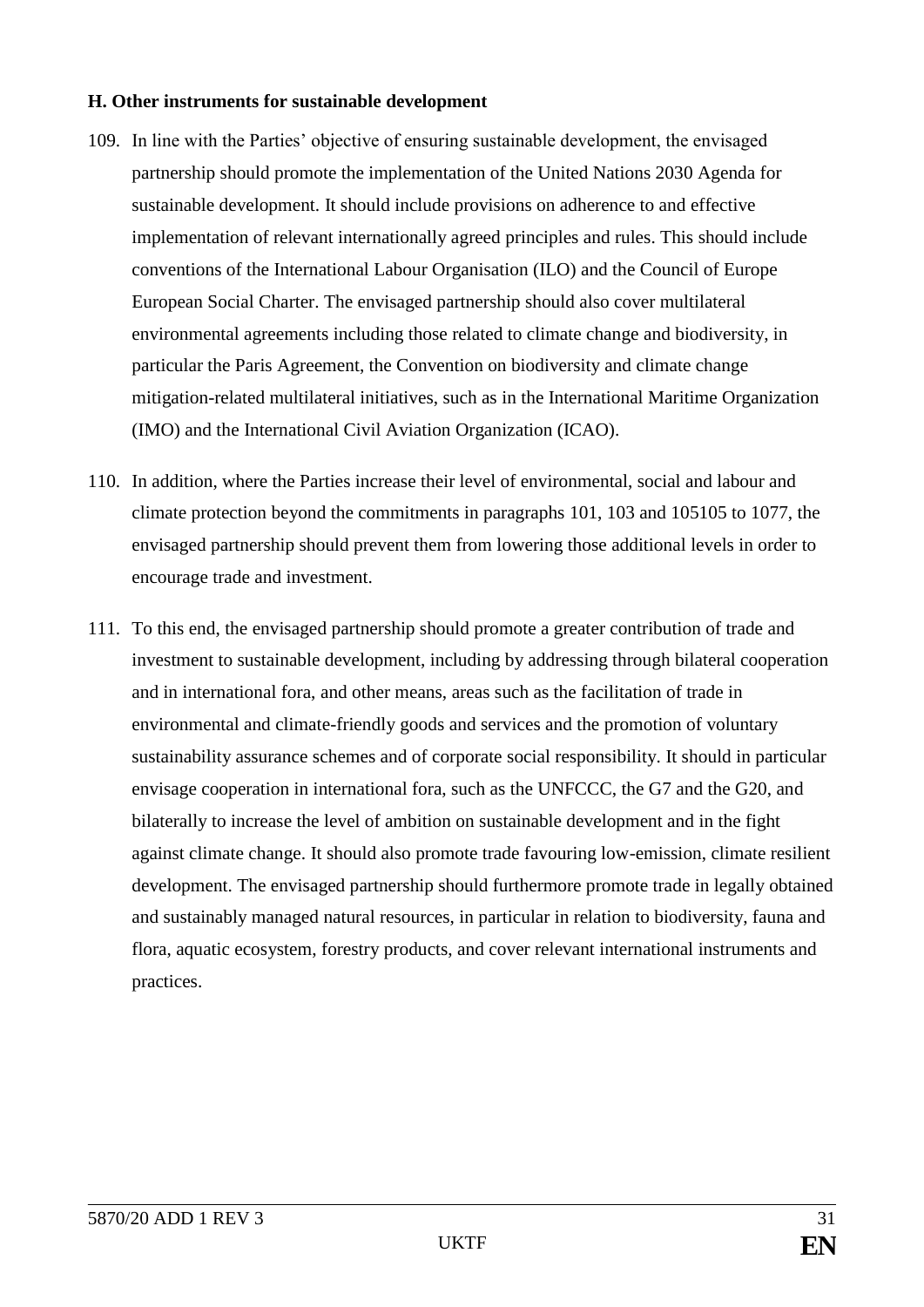**H. Other instruments for sustainable development**

109. In line with the Parties' objective of ensuring sustainable development, the envisaged partnership should promote the implementation of the United Nations 2030 Agenda for sustainable development. It should include provisions on adherence to and effective implementation of relevant internationally agreed principles and rules. This should include conventions of the International Labour Organisation (ILO) and the Council of Europe European Social Charter. The envisaged partnership should also cover multilateral environmental agreements including those related to climate change and biodiversity, in particular the Paris Agreement, the Convention on biodiversity and climate change mitigation-related multilateral initiatives, such as in the International Maritime Organization (IMO) and the International Civil Aviation Organization (ICAO).

110. In addition, where the Parties increase their level of environmental, social and labour and climate protection beyond the commitments in paragraphs 101, 103 and 105105 to 1077, the envisaged partnership should prevent them from lowering those additional levels in order to encourage trade and investment.

111. To this end, the envisaged partnership should promote a greater contribution of trade and investment to sustainable development, including by addressing through bilateral cooperation and in international fora, and other means, areas such as the facilitation of trade in environmental and climate-friendly goods and services and the promotion of voluntary sustainability assurance schemes and of corporate social responsibility. It should in particular envisage cooperation in international fora, such as the UNFCCC, the G7 and the G20, and bilaterally to increase the level of ambition on sustainable development and in the fight against climate change. It should also promote trade favouring low-emission, climate resilient development. The envisaged partnership should furthermore promote trade in legally obtained and sustainably managed natural resources, in particular in relation to biodiversity, fauna and flora, aquatic ecosystem, forestry products, and cover relevant international instruments and practices.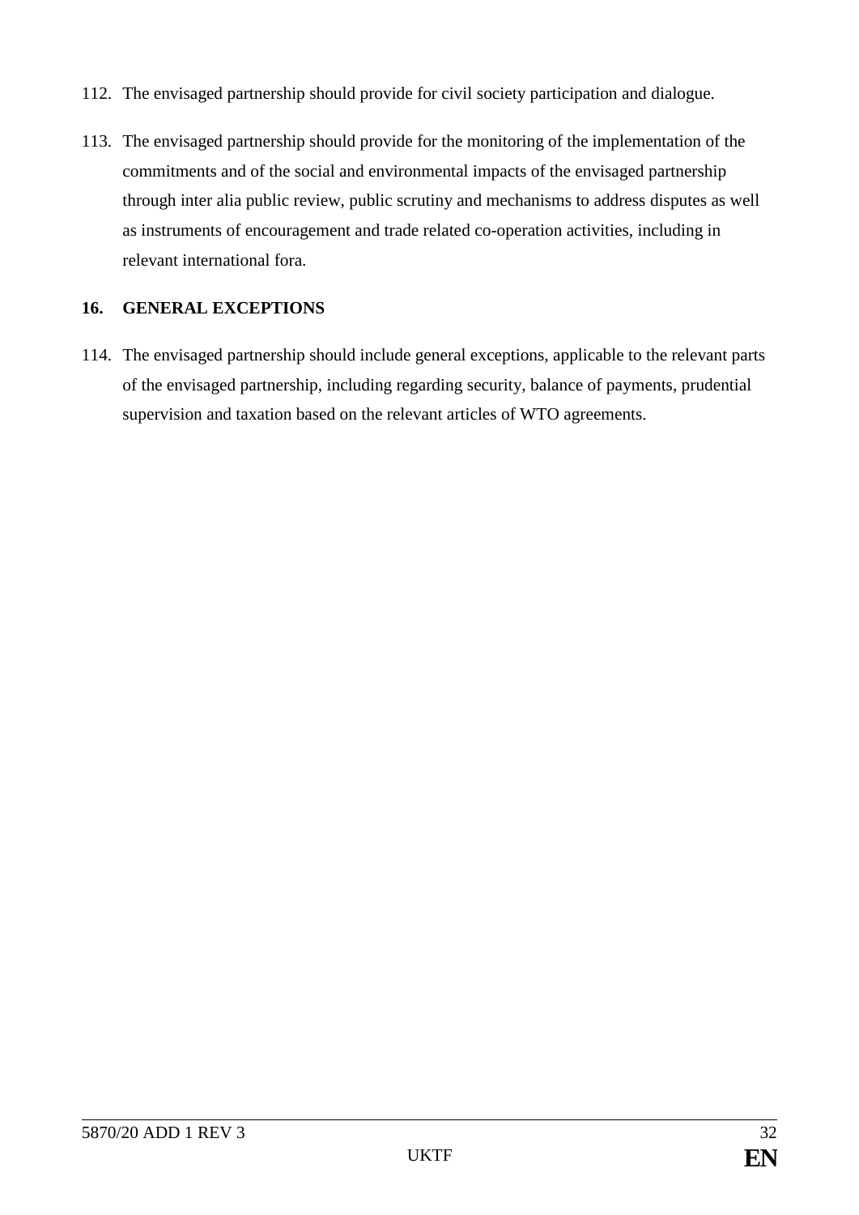112. The envisaged partnership should provide for civil society participation and dialogue.

113. The envisaged partnership should provide for the monitoring of the implementation of the commitments and of the social and environmental impacts of the envisaged partnership through inter alia public review, public scrutiny and mechanisms to address disputes as well as instruments of encouragement and trade related co-operation activities, including in relevant international fora.

## 16. GENERAL EXCEPTIONS

114. The envisaged partnership should include general exceptions, applicable to the relevant parts of the envisaged partnership, including regarding security, balance of payments, prudential supervision and taxation based on the relevant articles of WTO agreements.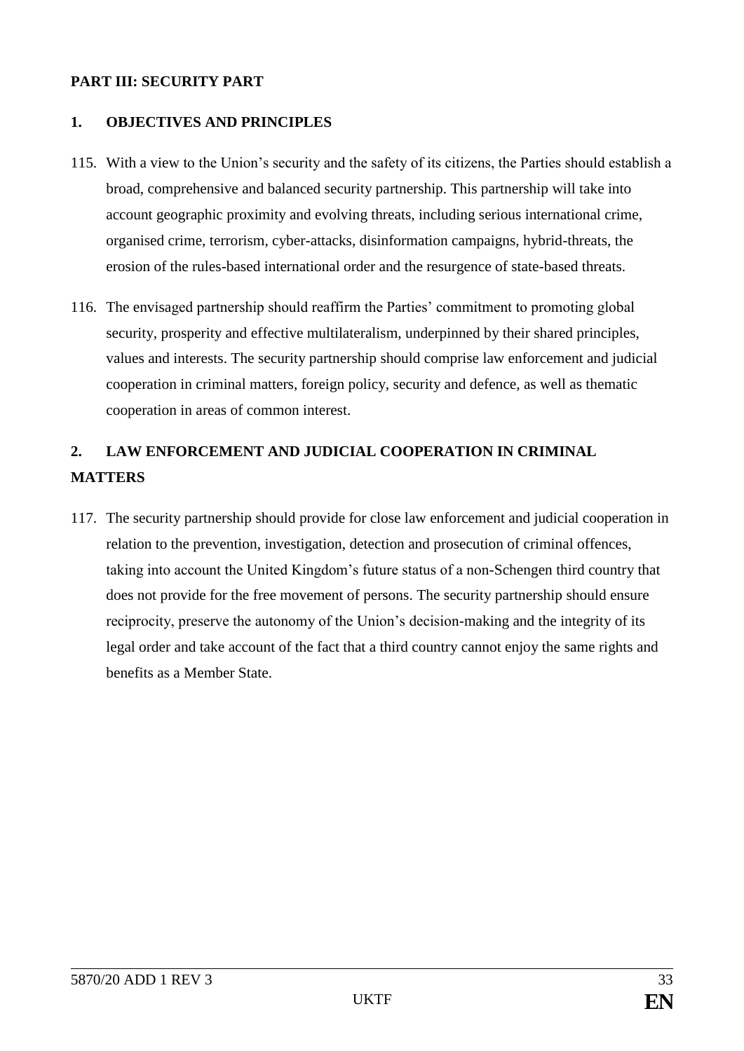## PART III: SECURITY PART

### 1. OBJECTIVES AND PRINCIPLES

115. With a view to the Union's security and the safety of its citizens, the Parties should establish a broad, comprehensive and balanced security partnership. This partnership will take into account geographic proximity and evolving threats, including serious international crime, organised crime, terrorism, cyber-attacks, disinformation campaigns, hybrid-threats, the erosion of the rules-based international order and the resurgence of state-based threats.

116. The envisaged partnership should reaffirm the Parties' commitment to promoting global security, prosperity and effective multilateralism, underpinned by their shared principles, values and interests. The security partnership should comprise law enforcement and judicial cooperation in criminal matters, foreign policy, security and defence, as well as thematic cooperation in areas of common interest.

### 2. LAW ENFORCEMENT AND JUDICIAL COOPERATION IN CRIMINAL MATTERS

117. The security partnership should provide for close law enforcement and judicial cooperation in relation to the prevention, investigation, detection and prosecution of criminal offences, taking into account the United Kingdom's future status of a non-Schengen third country that does not provide for the free movement of persons. The security partnership should ensure reciprocity, preserve the autonomy of the Union's decision-making and the integrity of its legal order and take account of the fact that a third country cannot enjoy the same rights and benefits as a Member State.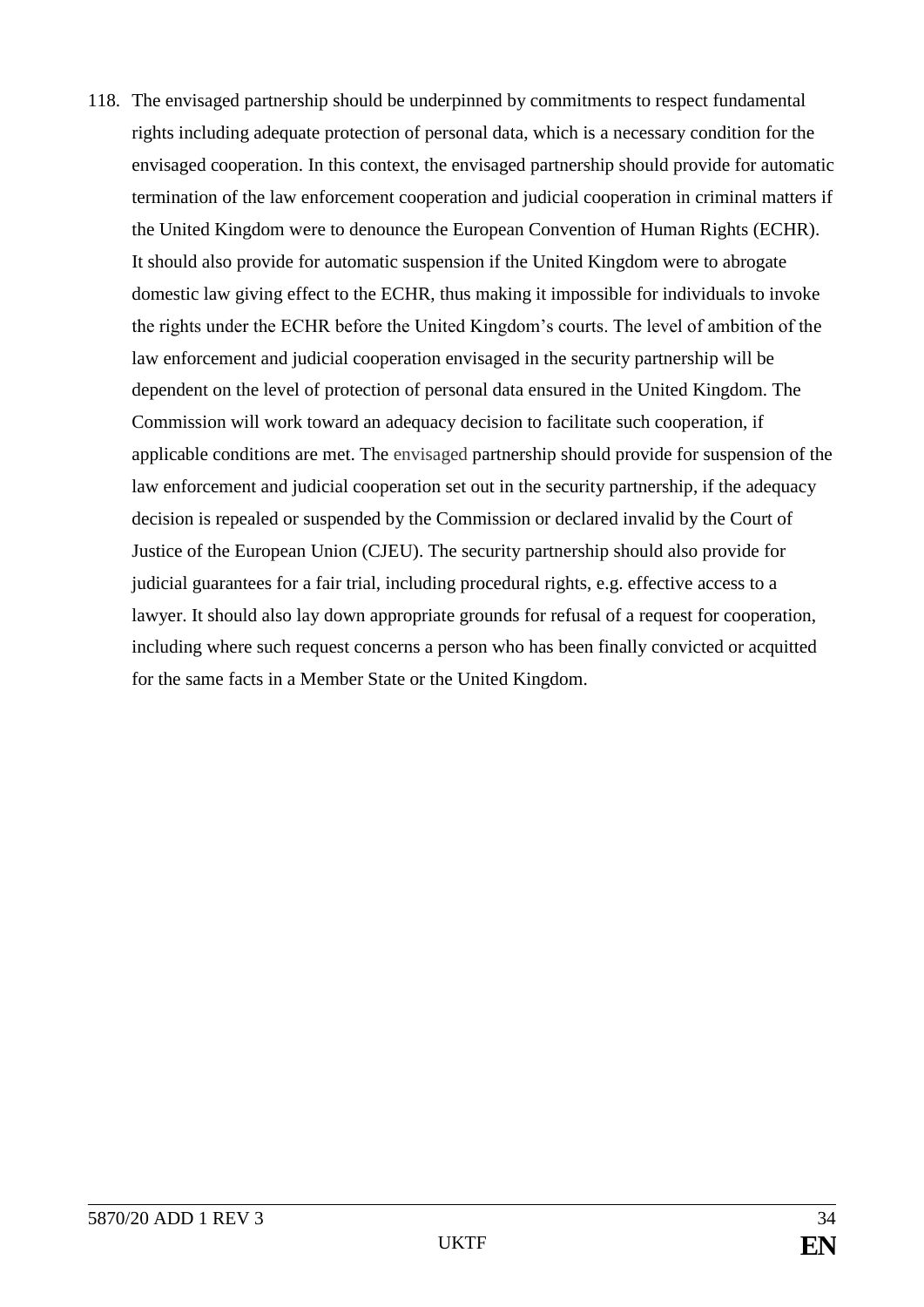118. The envisaged partnership should be underpinned by commitments to respect fundamental rights including adequate protection of personal data, which is a necessary condition for the envisaged cooperation. In this context, the envisaged partnership should provide for automatic termination of the law enforcement cooperation and judicial cooperation in criminal matters if the United Kingdom were to denounce the European Convention of Human Rights (ECHR). It should also provide for automatic suspension if the United Kingdom were to abrogate domestic law giving effect to the ECHR, thus making it impossible for individuals to invoke the rights under the ECHR before the United Kingdom's courts. The level of ambition of the law enforcement and judicial cooperation envisaged in the security partnership will be dependent on the level of protection of personal data ensured in the United Kingdom. The Commission will work toward an adequacy decision to facilitate such cooperation, if applicable conditions are met. The envisaged partnership should provide for suspension of the law enforcement and judicial cooperation set out in the security partnership, if the adequacy decision is repealed or suspended by the Commission or declared invalid by the Court of Justice of the European Union (CJEU). The security partnership should also provide for judicial guarantees for a fair trial, including procedural rights, e.g. effective access to a lawyer. It should also lay down appropriate grounds for refusal of a request for cooperation, including where such request concerns a person who has been finally convicted or acquitted for the same facts in a Member State or the United Kingdom.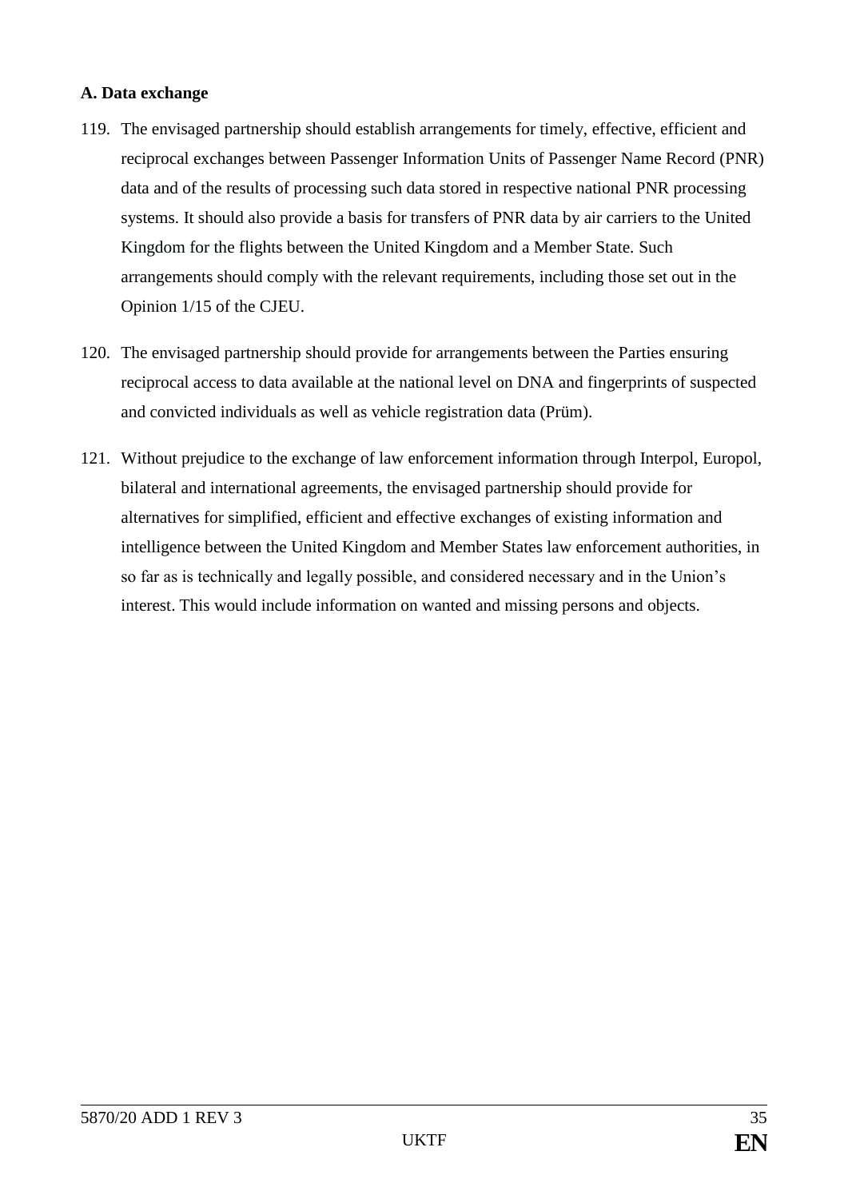**A. Data exchange**

119. The envisaged partnership should establish arrangements for timely, effective, efficient and reciprocal exchanges between Passenger Information Units of Passenger Name Record (PNR) data and of the results of processing such data stored in respective national PNR processing systems. It should also provide a basis for transfers of PNR data by air carriers to the United Kingdom for the flights between the United Kingdom and a Member State. Such arrangements should comply with the relevant requirements, including those set out in the Opinion 1/15 of the CJEU.

120. The envisaged partnership should provide for arrangements between the Parties ensuring reciprocal access to data available at the national level on DNA and fingerprints of suspected and convicted individuals as well as vehicle registration data (Prüm).

121. Without prejudice to the exchange of law enforcement information through Interpol, Europol, bilateral and international agreements, the envisaged partnership should provide for alternatives for simplified, efficient and effective exchanges of existing information and intelligence between the United Kingdom and Member States law enforcement authorities, in so far as is technically and legally possible, and considered necessary and in the Union's interest. This would include information on wanted and missing persons and objects.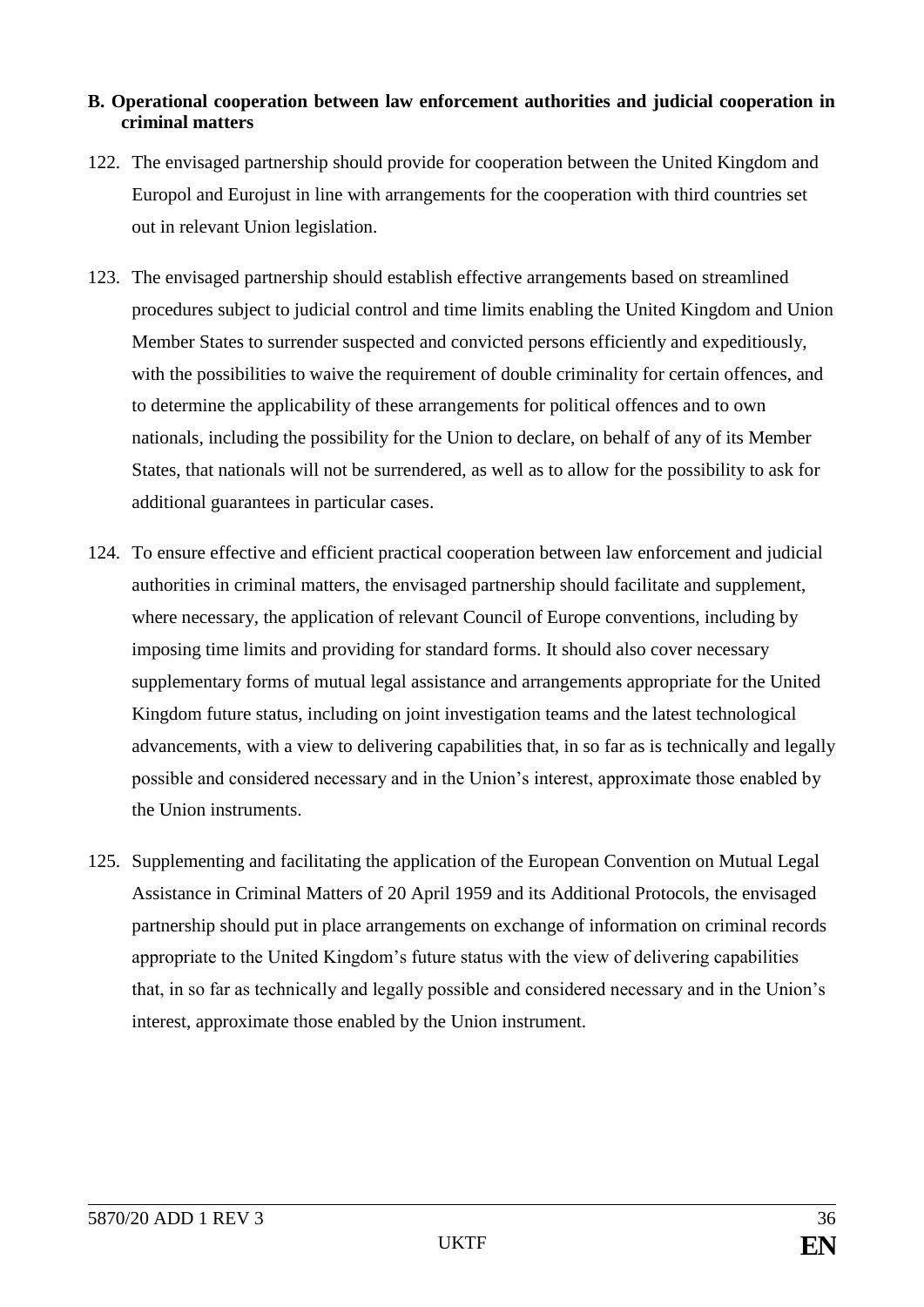**B. Operational cooperation between law enforcement authorities and judicial cooperation in criminal matters**

122. The envisaged partnership should provide for cooperation between the United Kingdom and Europol and Eurojust in line with arrangements for the cooperation with third countries set out in relevant Union legislation.

123. The envisaged partnership should establish effective arrangements based on streamlined procedures subject to judicial control and time limits enabling the United Kingdom and Union Member States to surrender suspected and convicted persons efficiently and expeditiously, with the possibilities to waive the requirement of double criminality for certain offences, and to determine the applicability of these arrangements for political offences and to own nationals, including the possibility for the Union to declare, on behalf of any of its Member States, that nationals will not be surrendered, as well as to allow for the possibility to ask for additional guarantees in particular cases.

124. To ensure effective and efficient practical cooperation between law enforcement and judicial authorities in criminal matters, the envisaged partnership should facilitate and supplement, where necessary, the application of relevant Council of Europe conventions, including by imposing time limits and providing for standard forms. It should also cover necessary supplementary forms of mutual legal assistance and arrangements appropriate for the United Kingdom future status, including on joint investigation teams and the latest technological advancements, with a view to delivering capabilities that, in so far as is technically and legally possible and considered necessary and in the Union's interest, approximate those enabled by the Union instruments.

125. Supplementing and facilitating the application of the European Convention on Mutual Legal Assistance in Criminal Matters of 20 April 1959 and its Additional Protocols, the envisaged partnership should put in place arrangements on exchange of information on criminal records appropriate to the United Kingdom's future status with the view of delivering capabilities that, in so far as technically and legally possible and considered necessary and in the Union's interest, approximate those enabled by the Union instrument.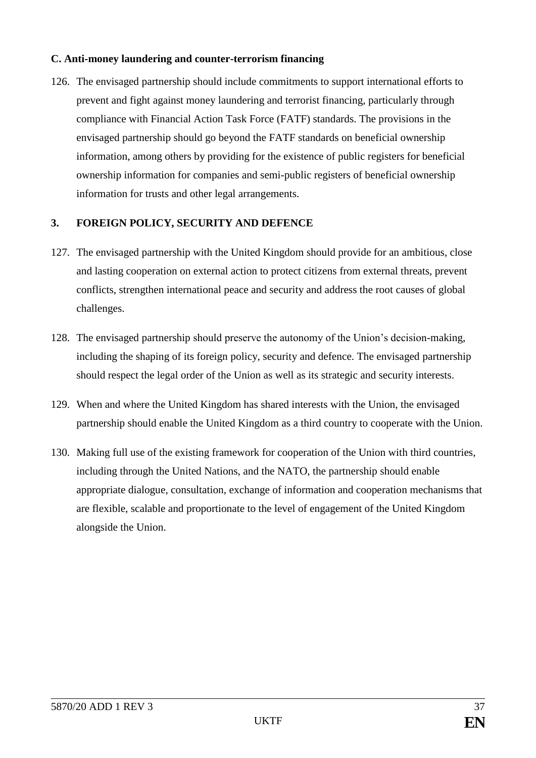**C. Anti-money laundering and counter-terrorism financing**

126. The envisaged partnership should include commitments to support international efforts to prevent and fight against money laundering and terrorist financing, particularly through compliance with Financial Action Task Force (FATF) standards. The provisions in the envisaged partnership should go beyond the FATF standards on beneficial ownership information, among others by providing for the existence of public registers for beneficial ownership information for companies and semi-public registers of beneficial ownership information for trusts and other legal arrangements.

## 3. FOREIGN POLICY, SECURITY AND DEFENCE

127. The envisaged partnership with the United Kingdom should provide for an ambitious, close and lasting cooperation on external action to protect citizens from external threats, prevent conflicts, strengthen international peace and security and address the root causes of global challenges.

128. The envisaged partnership should preserve the autonomy of the Union's decision-making, including the shaping of its foreign policy, security and defence. The envisaged partnership should respect the legal order of the Union as well as its strategic and security interests.

129. When and where the United Kingdom has shared interests with the Union, the envisaged partnership should enable the United Kingdom as a third country to cooperate with the Union.

130. Making full use of the existing framework for cooperation of the Union with third countries, including through the United Nations, and the NATO, the partnership should enable appropriate dialogue, consultation, exchange of information and cooperation mechanisms that are flexible, scalable and proportionate to the level of engagement of the United Kingdom alongside the Union.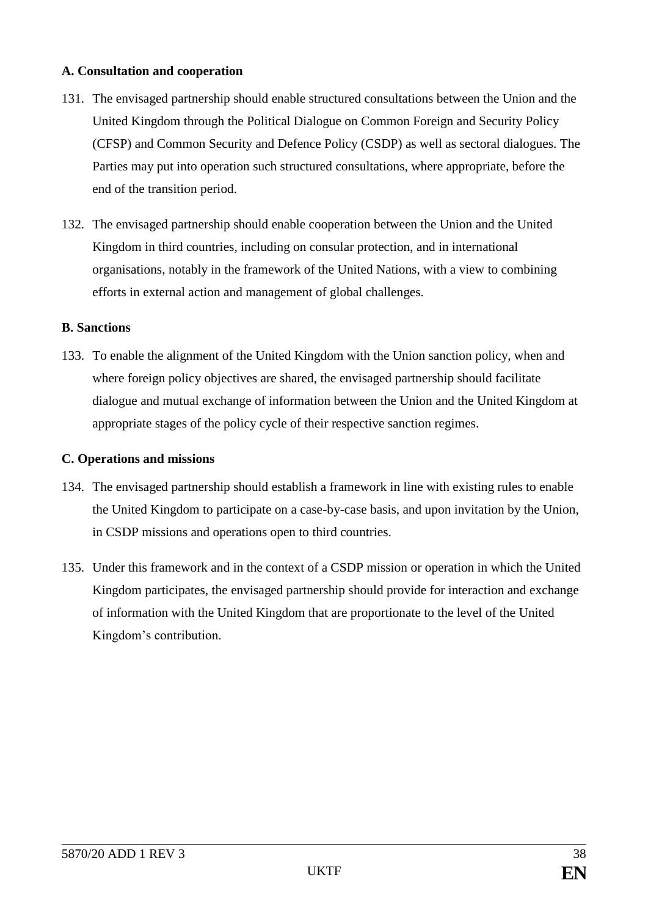**A. Consultation and cooperation**

131. The envisaged partnership should enable structured consultations between the Union and the United Kingdom through the Political Dialogue on Common Foreign and Security Policy (CFSP) and Common Security and Defence Policy (CSDP) as well as sectoral dialogues. The Parties may put into operation such structured consultations, where appropriate, before the end of the transition period.

132. The envisaged partnership should enable cooperation between the Union and the United Kingdom in third countries, including on consular protection, and in international organisations, notably in the framework of the United Nations, with a view to combining efforts in external action and management of global challenges.

**B. Sanctions**

133. To enable the alignment of the United Kingdom with the Union sanction policy, when and where foreign policy objectives are shared, the envisaged partnership should facilitate dialogue and mutual exchange of information between the Union and the United Kingdom at appropriate stages of the policy cycle of their respective sanction regimes.

**C. Operations and missions**

134. The envisaged partnership should establish a framework in line with existing rules to enable the United Kingdom to participate on a case-by-case basis, and upon invitation by the Union, in CSDP missions and operations open to third countries.

135. Under this framework and in the context of a CSDP mission or operation in which the United Kingdom participates, the envisaged partnership should provide for interaction and exchange of information with the United Kingdom that are proportionate to the level of the United Kingdom's contribution.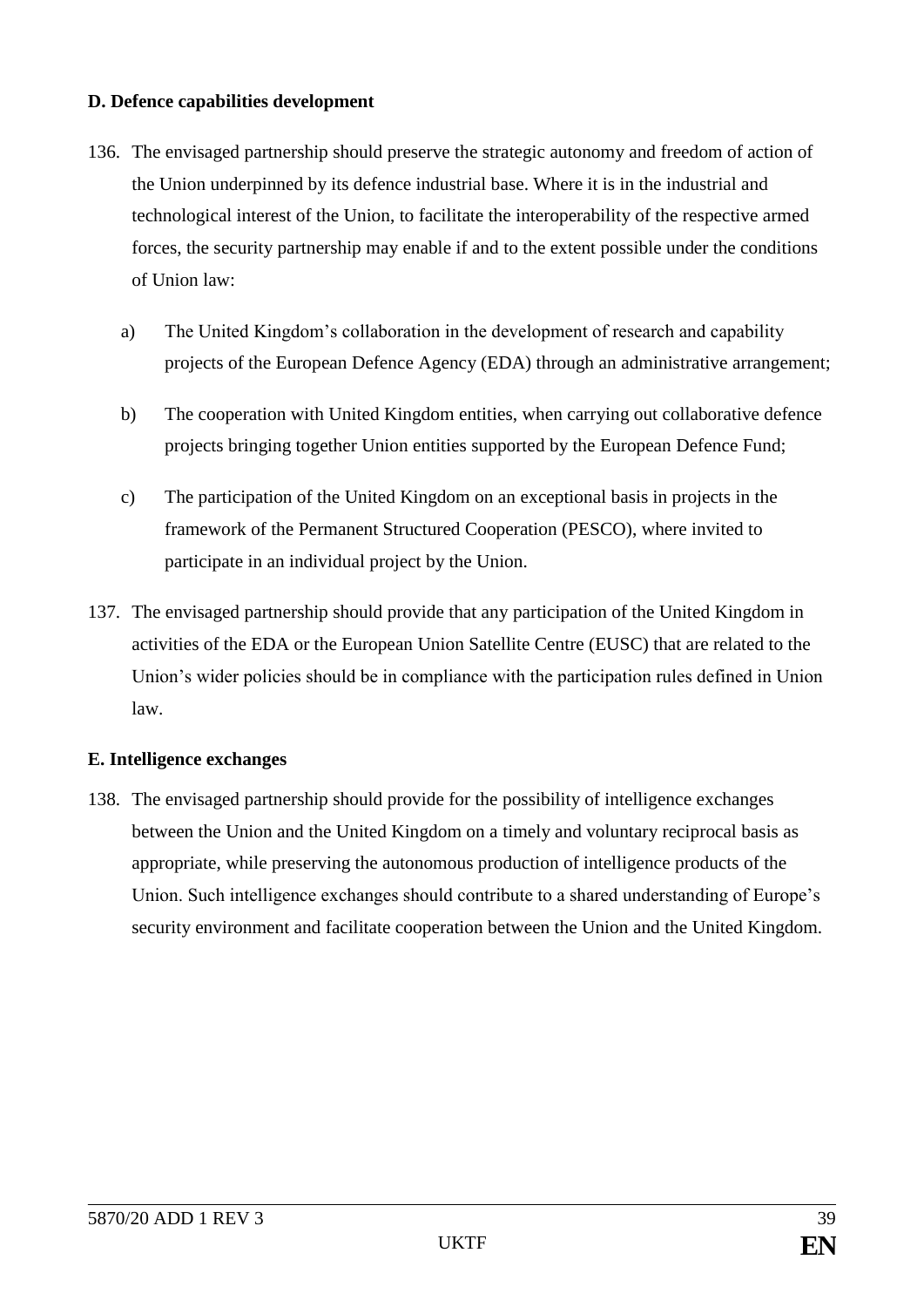**D. Defence capabilities development**

136. The envisaged partnership should preserve the strategic autonomy and freedom of action of the Union underpinned by its defence industrial base. Where it is in the industrial and technological interest of the Union, to facilitate the interoperability of the respective armed forces, the security partnership may enable if and to the extent possible under the conditions of Union law:

   a) The United Kingdom's collaboration in the development of research and capability projects of the European Defence Agency (EDA) through an administrative arrangement;

   b) The cooperation with United Kingdom entities, when carrying out collaborative defence projects bringing together Union entities supported by the European Defence Fund;

   c) The participation of the United Kingdom on an exceptional basis in projects in the framework of the Permanent Structured Cooperation (PESCO), where invited to participate in an individual project by the Union.

137. The envisaged partnership should provide that any participation of the United Kingdom in activities of the EDA or the European Union Satellite Centre (EUSC) that are related to the Union's wider policies should be in compliance with the participation rules defined in Union law.

**E. Intelligence exchanges**

138. The envisaged partnership should provide for the possibility of intelligence exchanges between the Union and the United Kingdom on a timely and voluntary reciprocal basis as appropriate, while preserving the autonomous production of intelligence products of the Union. Such intelligence exchanges should contribute to a shared understanding of Europe's security environment and facilitate cooperation between the Union and the United Kingdom.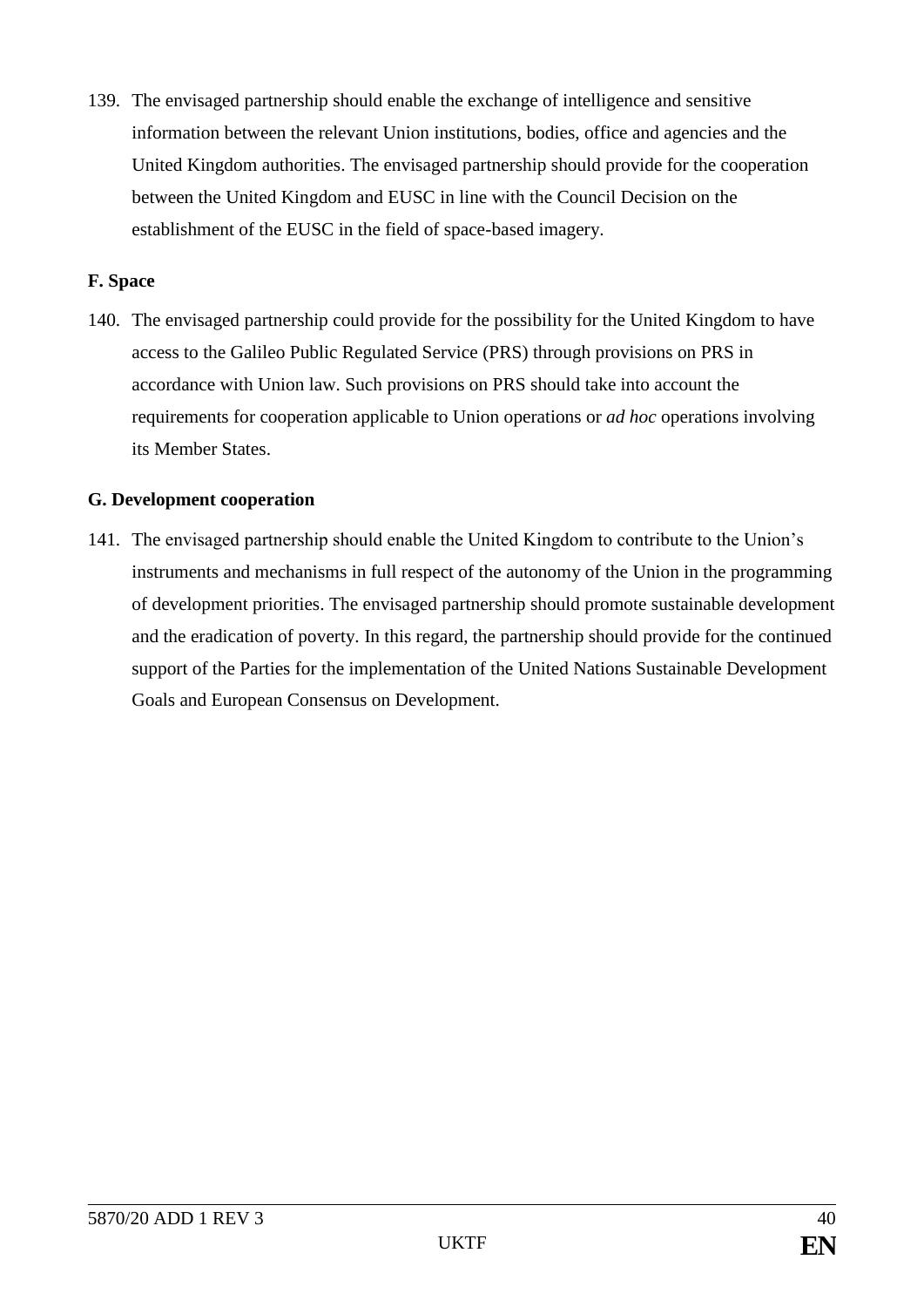139. The envisaged partnership should enable the exchange of intelligence and sensitive information between the relevant Union institutions, bodies, office and agencies and the United Kingdom authorities. The envisaged partnership should provide for the cooperation between the United Kingdom and EUSC in line with the Council Decision on the establishment of the EUSC in the field of space-based imagery.

**F. Space**

140. The envisaged partnership could provide for the possibility for the United Kingdom to have access to the Galileo Public Regulated Service (PRS) through provisions on PRS in accordance with Union law. Such provisions on PRS should take into account the requirements for cooperation applicable to Union operations or *ad hoc* operations involving its Member States.

**G. Development cooperation**

141. The envisaged partnership should enable the United Kingdom to contribute to the Union's instruments and mechanisms in full respect of the autonomy of the Union in the programming of development priorities. The envisaged partnership should promote sustainable development and the eradication of poverty. In this regard, the partnership should provide for the continued support of the Parties for the implementation of the United Nations Sustainable Development Goals and European Consensus on Development.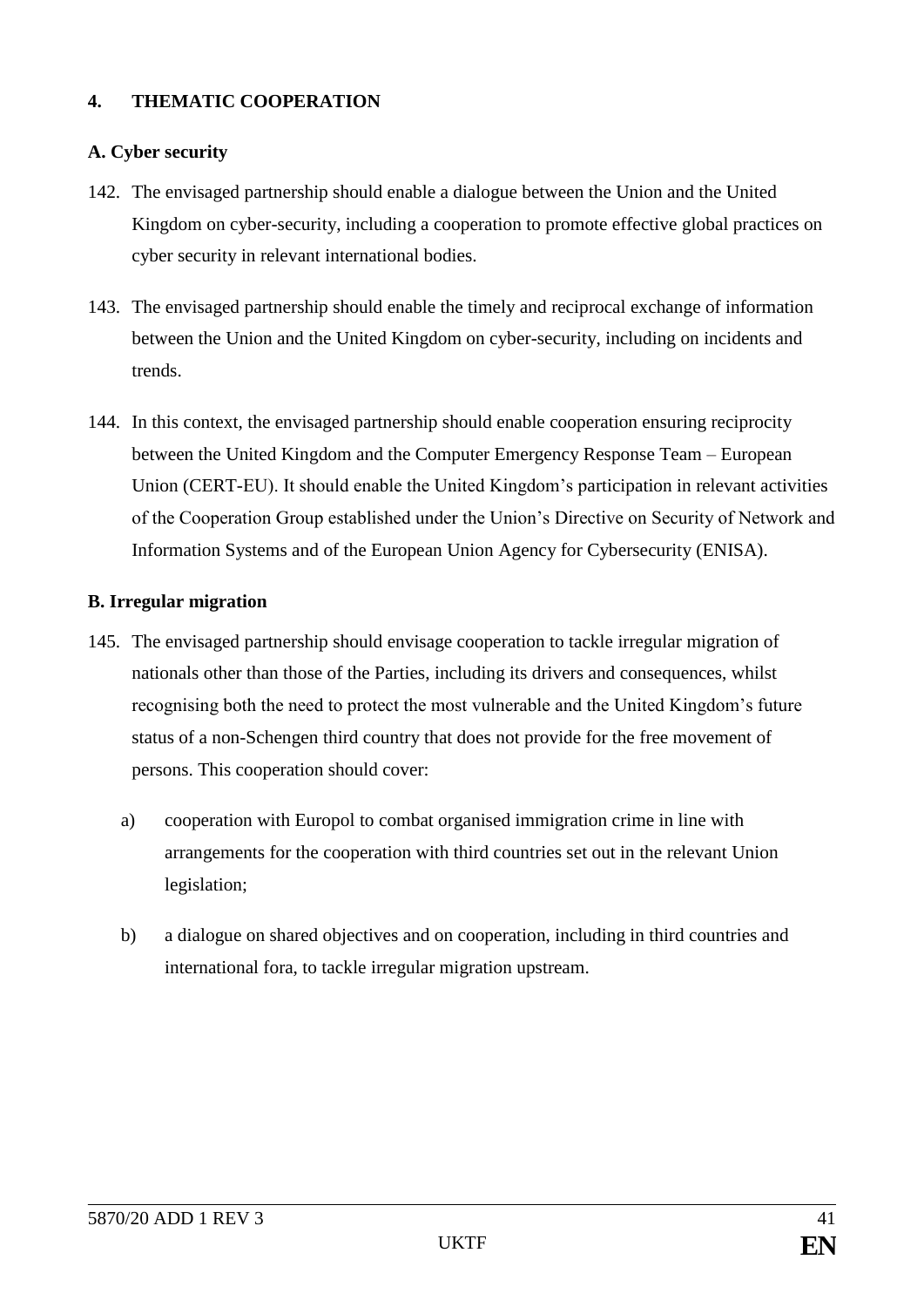## 4. THEMATIC COOPERATION

### A. Cyber security

142. The envisaged partnership should enable a dialogue between the Union and the United Kingdom on cyber-security, including a cooperation to promote effective global practices on cyber security in relevant international bodies.

143. The envisaged partnership should enable the timely and reciprocal exchange of information between the Union and the United Kingdom on cyber-security, including on incidents and trends.

144. In this context, the envisaged partnership should enable cooperation ensuring reciprocity between the United Kingdom and the Computer Emergency Response Team – European Union (CERT-EU). It should enable the United Kingdom's participation in relevant activities of the Cooperation Group established under the Union's Directive on Security of Network and Information Systems and of the European Union Agency for Cybersecurity (ENISA).

### B. Irregular migration

145. The envisaged partnership should envisage cooperation to tackle irregular migration of nationals other than those of the Parties, including its drivers and consequences, whilst recognising both the need to protect the most vulnerable and the United Kingdom's future status of a non-Schengen third country that does not provide for the free movement of persons. This cooperation should cover:

    a) cooperation with Europol to combat organised immigration crime in line with arrangements for the cooperation with third countries set out in the relevant Union legislation;

    b) a dialogue on shared objectives and on cooperation, including in third countries and international fora, to tackle irregular migration upstream.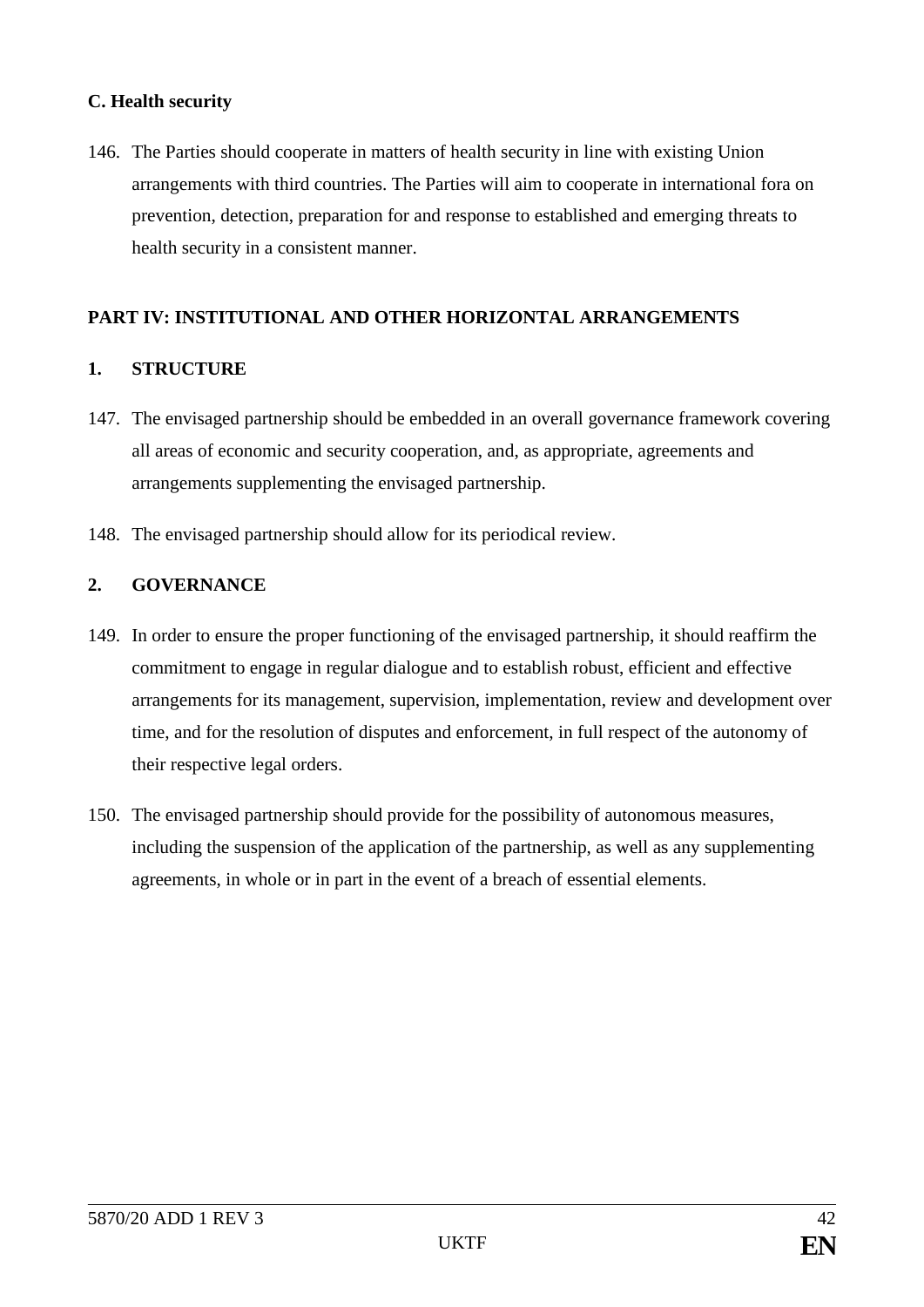**C. Health security**

146. The Parties should cooperate in matters of health security in line with existing Union arrangements with third countries. The Parties will aim to cooperate in international fora on prevention, detection, preparation for and response to established and emerging threats to health security in a consistent manner.

## PART IV: INSTITUTIONAL AND OTHER HORIZONTAL ARRANGEMENTS

### 1. STRUCTURE

147. The envisaged partnership should be embedded in an overall governance framework covering all areas of economic and security cooperation, and, as appropriate, agreements and arrangements supplementing the envisaged partnership.

148. The envisaged partnership should allow for its periodical review.

### 2. GOVERNANCE

149. In order to ensure the proper functioning of the envisaged partnership, it should reaffirm the commitment to engage in regular dialogue and to establish robust, efficient and effective arrangements for its management, supervision, implementation, review and development over time, and for the resolution of disputes and enforcement, in full respect of the autonomy of their respective legal orders.

150. The envisaged partnership should provide for the possibility of autonomous measures, including the suspension of the application of the partnership, as well as any supplementing agreements, in whole or in part in the event of a breach of essential elements.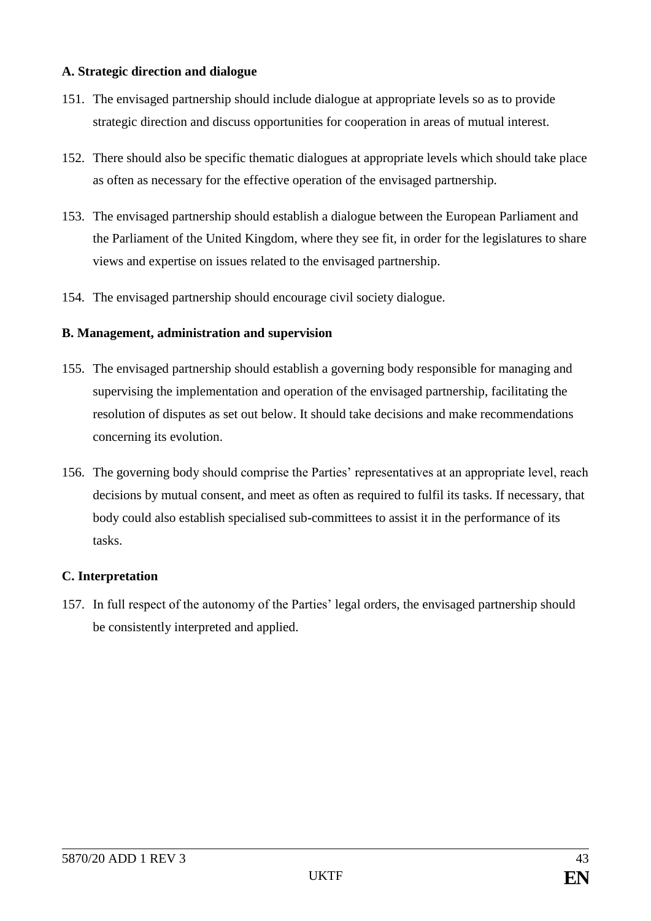**A. Strategic direction and dialogue**

151. The envisaged partnership should include dialogue at appropriate levels so as to provide strategic direction and discuss opportunities for cooperation in areas of mutual interest.

152. There should also be specific thematic dialogues at appropriate levels which should take place as often as necessary for the effective operation of the envisaged partnership.

153. The envisaged partnership should establish a dialogue between the European Parliament and the Parliament of the United Kingdom, where they see fit, in order for the legislatures to share views and expertise on issues related to the envisaged partnership.

154. The envisaged partnership should encourage civil society dialogue.

**B. Management, administration and supervision**

155. The envisaged partnership should establish a governing body responsible for managing and supervising the implementation and operation of the envisaged partnership, facilitating the resolution of disputes as set out below. It should take decisions and make recommendations concerning its evolution.

156. The governing body should comprise the Parties' representatives at an appropriate level, reach decisions by mutual consent, and meet as often as required to fulfil its tasks. If necessary, that body could also establish specialised sub-committees to assist it in the performance of its tasks.

**C. Interpretation**

157. In full respect of the autonomy of the Parties' legal orders, the envisaged partnership should be consistently interpreted and applied.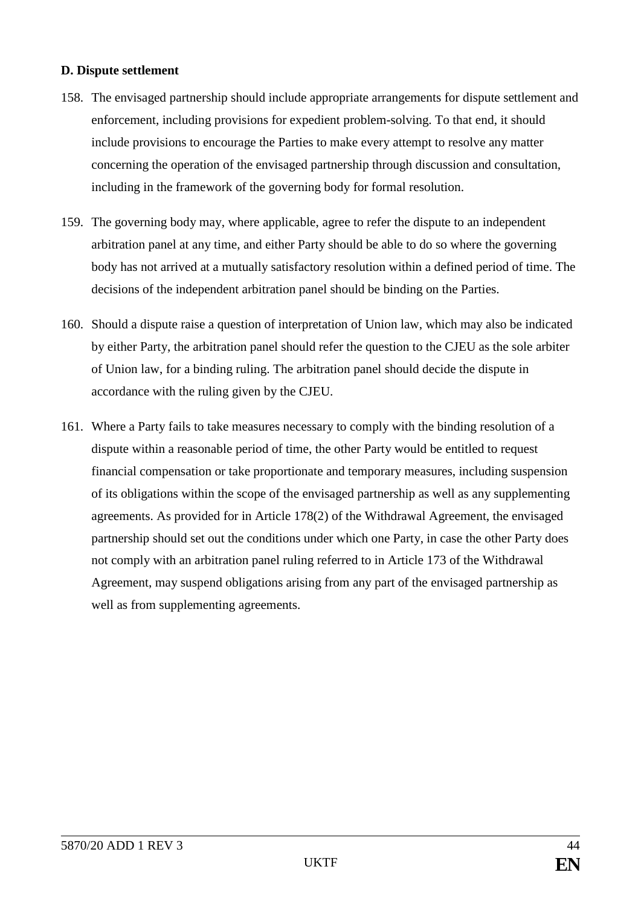**D. Dispute settlement**

158. The envisaged partnership should include appropriate arrangements for dispute settlement and enforcement, including provisions for expedient problem-solving. To that end, it should include provisions to encourage the Parties to make every attempt to resolve any matter concerning the operation of the envisaged partnership through discussion and consultation, including in the framework of the governing body for formal resolution.

159. The governing body may, where applicable, agree to refer the dispute to an independent arbitration panel at any time, and either Party should be able to do so where the governing body has not arrived at a mutually satisfactory resolution within a defined period of time. The decisions of the independent arbitration panel should be binding on the Parties.

160. Should a dispute raise a question of interpretation of Union law, which may also be indicated by either Party, the arbitration panel should refer the question to the CJEU as the sole arbiter of Union law, for a binding ruling. The arbitration panel should decide the dispute in accordance with the ruling given by the CJEU.

161. Where a Party fails to take measures necessary to comply with the binding resolution of a dispute within a reasonable period of time, the other Party would be entitled to request financial compensation or take proportionate and temporary measures, including suspension of its obligations within the scope of the envisaged partnership as well as any supplementing agreements. As provided for in Article 178(2) of the Withdrawal Agreement, the envisaged partnership should set out the conditions under which one Party, in case the other Party does not comply with an arbitration panel ruling referred to in Article 173 of the Withdrawal Agreement, may suspend obligations arising from any part of the envisaged partnership as well as from supplementing agreements.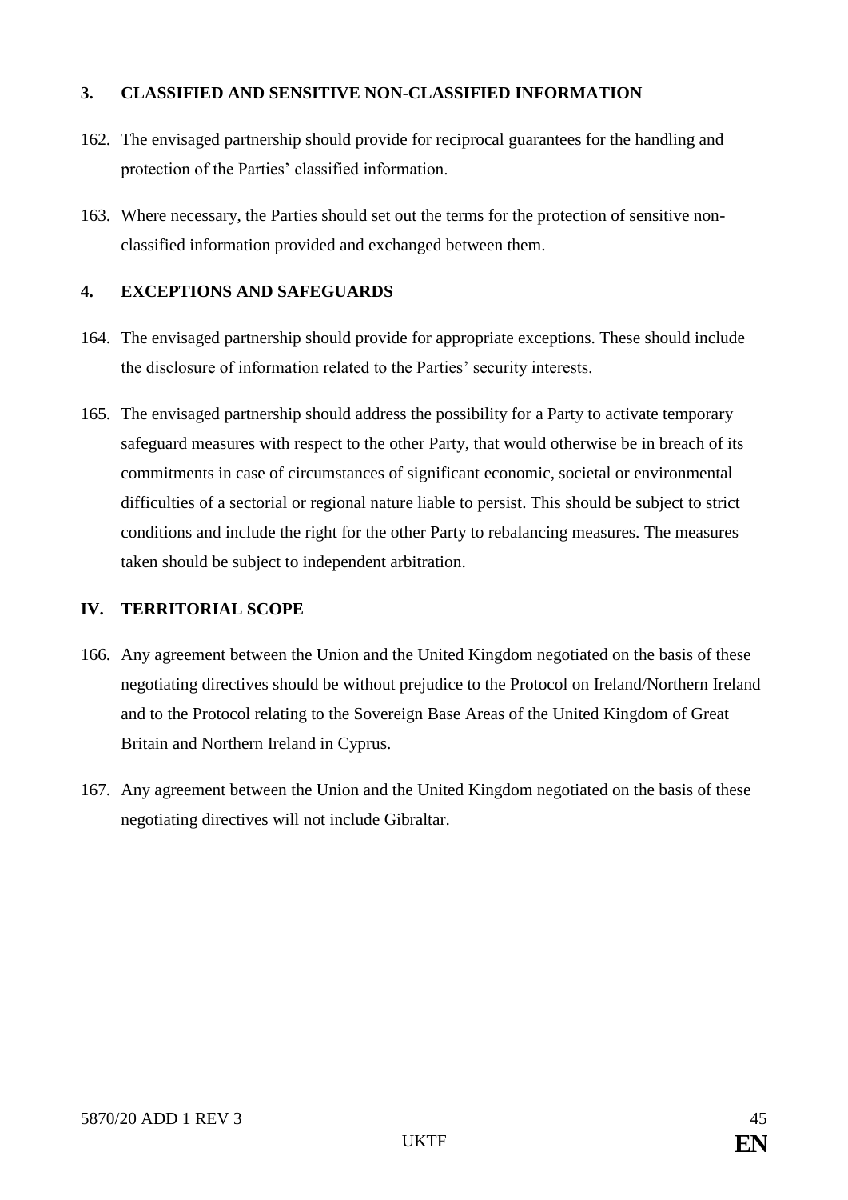### 3. CLASSIFIED AND SENSITIVE NON-CLASSIFIED INFORMATION

162. The envisaged partnership should provide for reciprocal guarantees for the handling and protection of the Parties' classified information.

163. Where necessary, the Parties should set out the terms for the protection of sensitive non-classified information provided and exchanged between them.

### 4. EXCEPTIONS AND SAFEGUARDS

164. The envisaged partnership should provide for appropriate exceptions. These should include the disclosure of information related to the Parties' security interests.

165. The envisaged partnership should address the possibility for a Party to activate temporary safeguard measures with respect to the other Party, that would otherwise be in breach of its commitments in case of circumstances of significant economic, societal or environmental difficulties of a sectorial or regional nature liable to persist. This should be subject to strict conditions and include the right for the other Party to rebalancing measures. The measures taken should be subject to independent arbitration.

## IV. TERRITORIAL SCOPE

166. Any agreement between the Union and the United Kingdom negotiated on the basis of these negotiating directives should be without prejudice to the Protocol on Ireland/Northern Ireland and to the Protocol relating to the Sovereign Base Areas of the United Kingdom of Great Britain and Northern Ireland in Cyprus.

167. Any agreement between the Union and the United Kingdom negotiated on the basis of these negotiating directives will not include Gibraltar.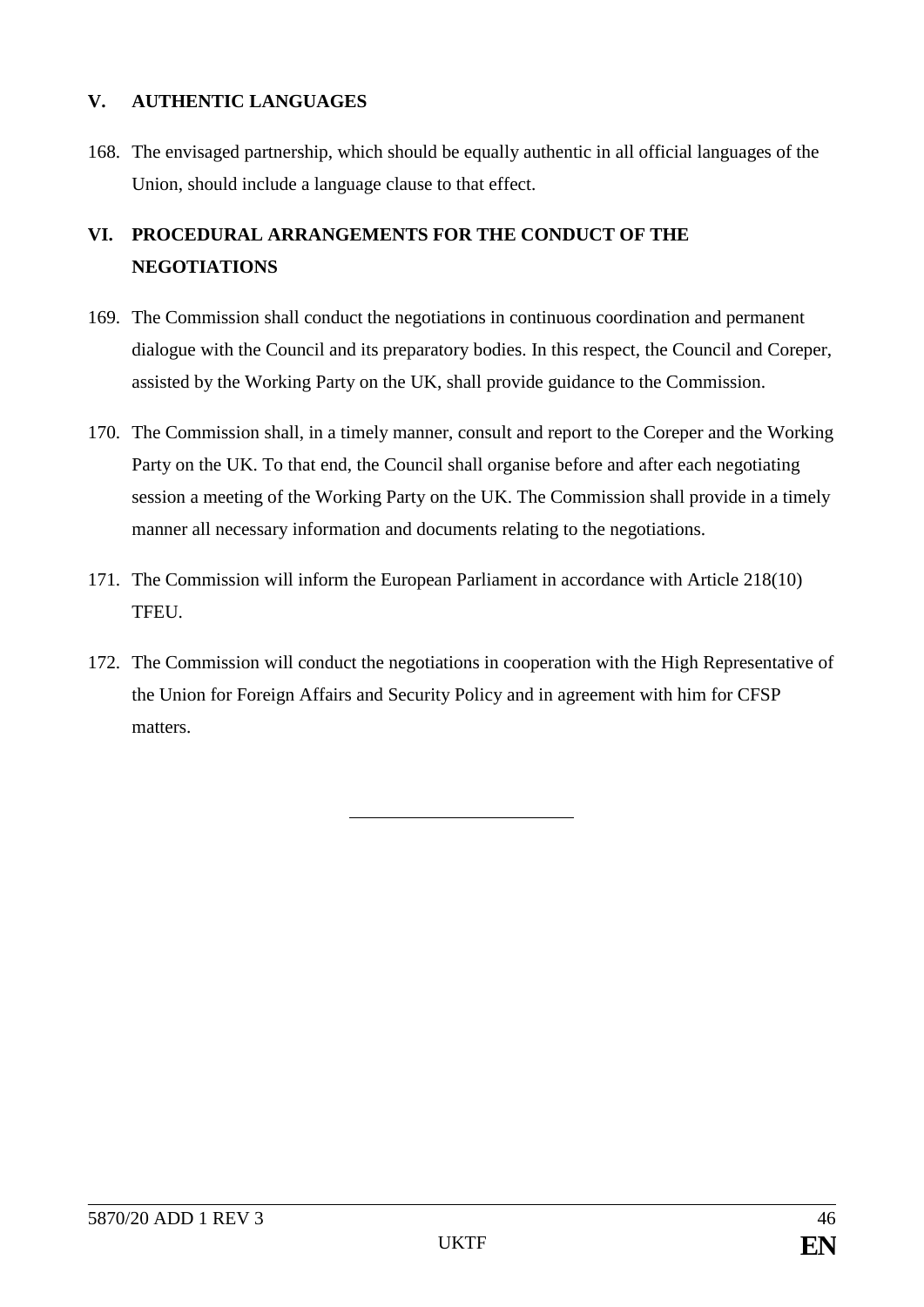## V. AUTHENTIC LANGUAGES

168. The envisaged partnership, which should be equally authentic in all official languages of the Union, should include a language clause to that effect.

## VI. PROCEDURAL ARRANGEMENTS FOR THE CONDUCT OF THE NEGOTIATIONS

169. The Commission shall conduct the negotiations in continuous coordination and permanent dialogue with the Council and its preparatory bodies. In this respect, the Council and Coreper, assisted by the Working Party on the UK, shall provide guidance to the Commission.

170. The Commission shall, in a timely manner, consult and report to the Coreper and the Working Party on the UK. To that end, the Council shall organise before and after each negotiating session a meeting of the Working Party on the UK. The Commission shall provide in a timely manner all necessary information and documents relating to the negotiations.

171. The Commission will inform the European Parliament in accordance with Article 218(10) TFEU.

172. The Commission will conduct the negotiations in cooperation with the High Representative of the Union for Foreign Affairs and Security Policy and in agreement with him for CFSP matters.